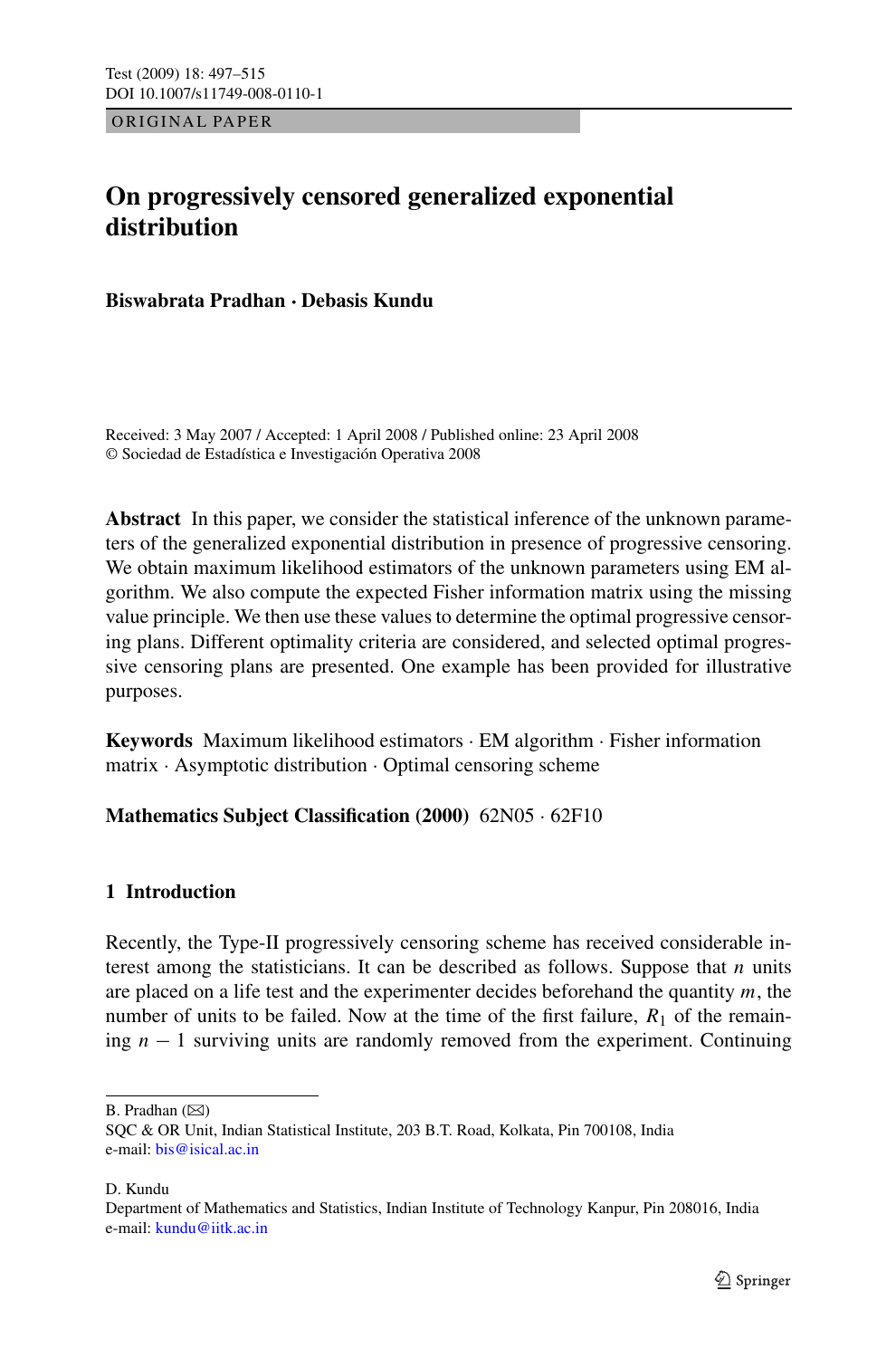ORIGINAL PAPER

# On progressively censored generalized exponential distribution

**Biswabrata Pradhan · Debasis Kundu**

Received: 3 May 2007 / Accepted: 1 April 2008 / Published online: 23 April 2008
© Sociedad de Estadística e Investigación Operativa 2008

**Abstract** In this paper, we consider the statistical inference of the unknown parameters of the generalized exponential distribution in presence of progressive censoring. We obtain maximum likelihood estimators of the unknown parameters using EM algorithm. We also compute the expected Fisher information matrix using the missing value principle. We then use these values to determine the optimal progressive censoring plans. Different optimality criteria are considered, and selected optimal progressive censoring plans are presented. One example has been provided for illustrative purposes.

**Keywords** Maximum likelihood estimators · EM algorithm · Fisher information matrix · Asymptotic distribution · Optimal censoring scheme

**Mathematics Subject Classification (2000)** 62N05 · 62F10

## 1 Introduction

Recently, the Type-II progressively censoring scheme has received considerable interest among the statisticians. It can be described as follows. Suppose that $n$ units are placed on a life test and the experimenter decides beforehand the quantity $m$, the number of units to be failed. Now at the time of the first failure, $R_1$ of the remaining $n-1$ surviving units are randomly removed from the experiment. Continuing

---

B. Pradhan (✉)
SQC & OR Unit, Indian Statistical Institute, 203 B.T. Road, Kolkata, Pin 700108, India
e-mail: bis@isical.ac.in

D. Kundu
Department of Mathematics and Statistics, Indian Institute of Technology Kanpur, Pin 208016, India
e-mail: kundu@iitk.ac.in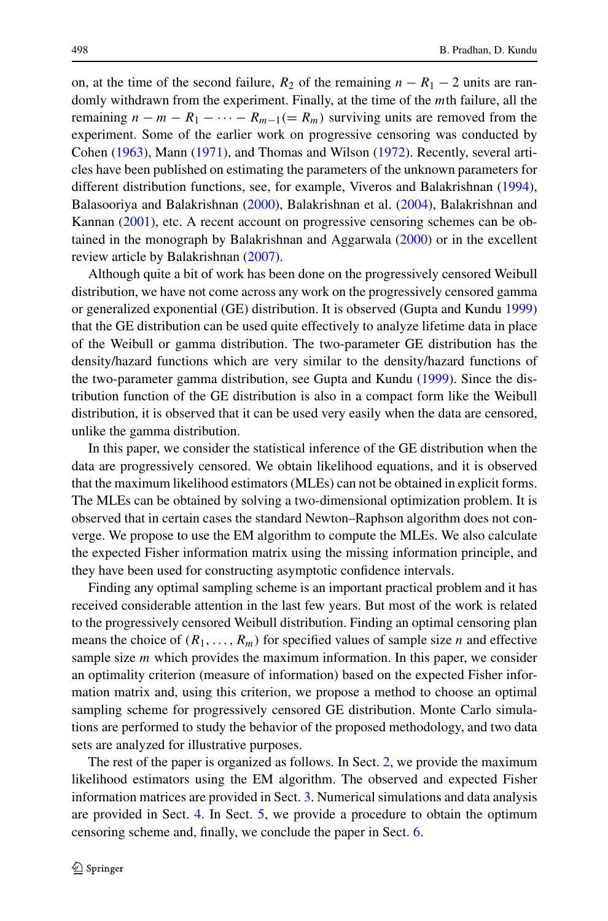on, at the time of the second failure, $R_2$ of the remaining $n - R_1 - 2$ units are randomly withdrawn from the experiment. Finally, at the time of the $m$th failure, all the remaining $n - m - R_1 - \cdots - R_{m-1} (= R_m)$ surviving units are removed from the experiment. Some of the earlier work on progressive censoring was conducted by Cohen (1963), Mann (1971), and Thomas and Wilson (1972). Recently, several articles have been published on estimating the parameters of the unknown parameters for different distribution functions, see, for example, Viveros and Balakrishnan (1994), Balasooriya and Balakrishnan (2000), Balakrishnan et al. (2004), Balakrishnan and Kannan (2001), etc. A recent account on progressive censoring schemes can be obtained in the monograph by Balakrishnan and Aggarwala (2000) or in the excellent review article by Balakrishnan (2007).

Although quite a bit of work has been done on the progressively censored Weibull distribution, we have not come across any work on the progressively censored gamma or generalized exponential (GE) distribution. It is observed (Gupta and Kundu 1999) that the GE distribution can be used quite effectively to analyze lifetime data in place of the Weibull or gamma distribution. The two-parameter GE distribution has the density/hazard functions which are very similar to the density/hazard functions of the two-parameter gamma distribution, see Gupta and Kundu (1999). Since the distribution function of the GE distribution is also in a compact form like the Weibull distribution, it is observed that it can be used very easily when the data are censored, unlike the gamma distribution.

In this paper, we consider the statistical inference of the GE distribution when the data are progressively censored. We obtain likelihood equations, and it is observed that the maximum likelihood estimators (MLEs) can not be obtained in explicit forms. The MLEs can be obtained by solving a two-dimensional optimization problem. It is observed that in certain cases the standard Newton–Raphson algorithm does not converge. We propose to use the EM algorithm to compute the MLEs. We also calculate the expected Fisher information matrix using the missing information principle, and they have been used for constructing asymptotic confidence intervals.

Finding any optimal sampling scheme is an important practical problem and it has received considerable attention in the last few years. But most of the work is related to the progressively censored Weibull distribution. Finding an optimal censoring plan means the choice of $(R_1, \ldots, R_m)$ for specified values of sample size $n$ and effective sample size $m$ which provides the maximum information. In this paper, we consider an optimality criterion (measure of information) based on the expected Fisher information matrix and, using this criterion, we propose a method to choose an optimal sampling scheme for progressively censored GE distribution. Monte Carlo simulations are performed to study the behavior of the proposed methodology, and two data sets are analyzed for illustrative purposes.

The rest of the paper is organized as follows. In Sect. 2, we provide the maximum likelihood estimators using the EM algorithm. The observed and expected Fisher information matrices are provided in Sect. 3. Numerical simulations and data analysis are provided in Sect. 4. In Sect. 5, we provide a procedure to obtain the optimum censoring scheme and, finally, we conclude the paper in Sect. 6.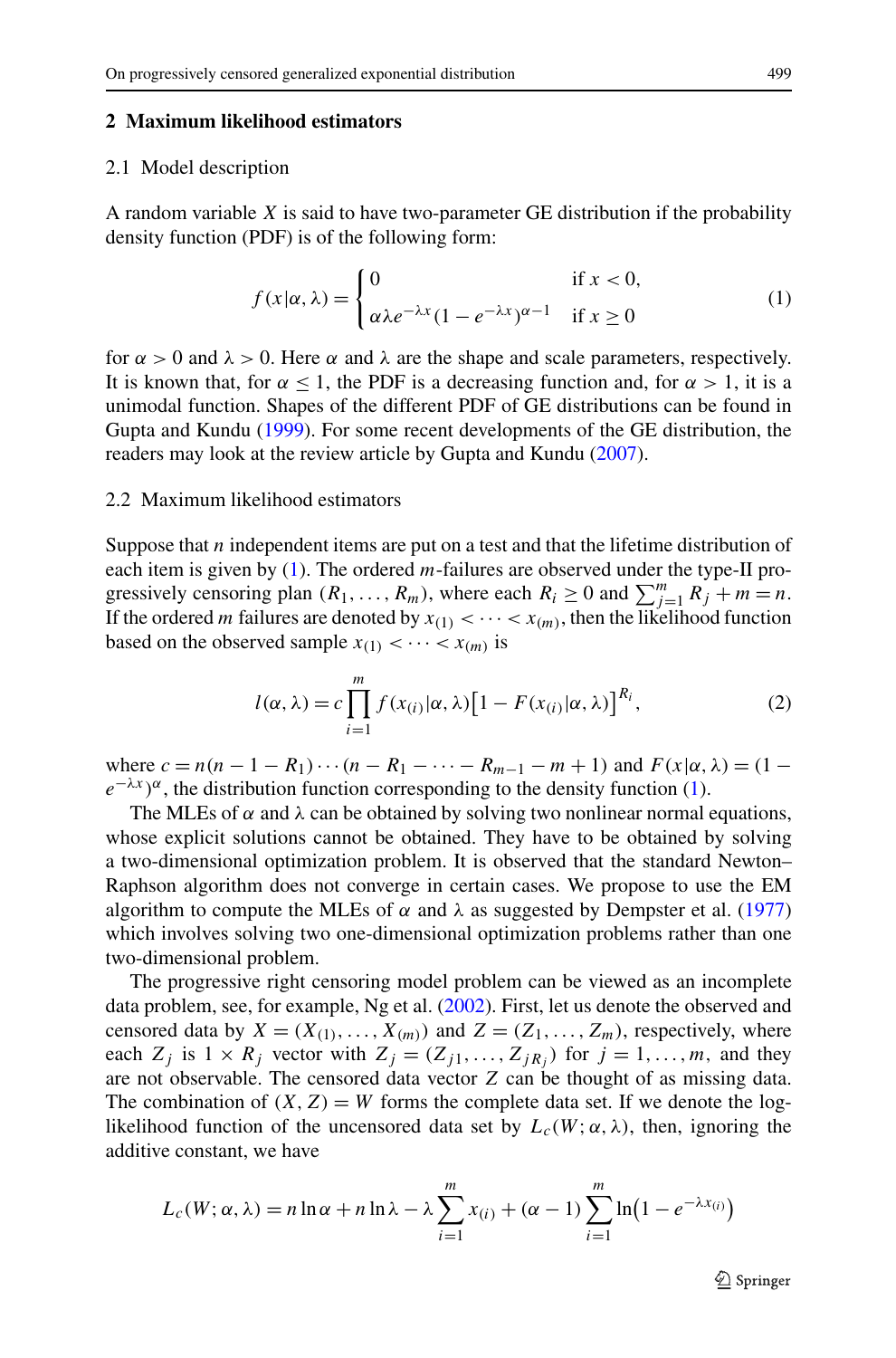## 2 Maximum likelihood estimators

### 2.1 Model description

A random variable $X$ is said to have two-parameter GE distribution if the probability density function (PDF) is of the following form:

$$f(x|\alpha,\lambda) = \begin{cases} 0 & \text{if } x < 0, \\ \alpha\lambda e^{-\lambda x}(1-e^{-\lambda x})^{\alpha-1} & \text{if } x \geq 0 \end{cases} \tag{1}$$

for $\alpha > 0$ and $\lambda > 0$. Here $\alpha$ and $\lambda$ are the shape and scale parameters, respectively. It is known that, for $\alpha \leq 1$, the PDF is a decreasing function and, for $\alpha > 1$, it is a unimodal function. Shapes of the different PDF of GE distributions can be found in Gupta and Kundu (1999). For some recent developments of the GE distribution, the readers may look at the review article by Gupta and Kundu (2007).

### 2.2 Maximum likelihood estimators

Suppose that $n$ independent items are put on a test and that the lifetime distribution of each item is given by (1). The ordered $m$-failures are observed under the type-II progressively censoring plan $(R_1,\dots,R_m)$, where each $R_i \geq 0$ and $\sum_{j=1}^{m} R_j + m = n$. If the ordered $m$ failures are denoted by $x_{(1)} < \cdots < x_{(m)}$, then the likelihood function based on the observed sample $x_{(1)} < \cdots < x_{(m)}$ is

$$l(\alpha,\lambda) = c\prod_{i=1}^{m} f(x_{(i)}|\alpha,\lambda)\big[1-F(x_{(i)}|\alpha,\lambda)\big]^{R_i}, \tag{2}$$

where $c = n(n-1-R_1)\cdots(n-R_1-\cdots-R_{m-1}-m+1)$ and $F(x|\alpha,\lambda) = (1-e^{-\lambda x})^{\alpha}$, the distribution function corresponding to the density function (1).

The MLEs of $\alpha$ and $\lambda$ can be obtained by solving two nonlinear normal equations, whose explicit solutions cannot be obtained. They have to be obtained by solving a two-dimensional optimization problem. It is observed that the standard Newton–Raphson algorithm does not converge in certain cases. We propose to use the EM algorithm to compute the MLEs of $\alpha$ and $\lambda$ as suggested by Dempster et al. (1977) which involves solving two one-dimensional optimization problems rather than one two-dimensional problem.

The progressive right censoring model problem can be viewed as an incomplete data problem, see, for example, Ng et al. (2002). First, let us denote the observed and censored data by $X = (X_{(1)},\dots,X_{(m)})$ and $Z = (Z_1,\dots,Z_m)$, respectively, where each $Z_j$ is $1\times R_j$ vector with $Z_j = (Z_{j1},\dots,Z_{jR_j})$ for $j = 1,\dots,m$, and they are not observable. The censored data vector $Z$ can be thought of as missing data. The combination of $(X,Z) = W$ forms the complete data set. If we denote the log-likelihood function of the uncensored data set by $L_c(W;\alpha,\lambda)$, then, ignoring the additive constant, we have

$$L_c(W;\alpha,\lambda) = n\ln\alpha + n\ln\lambda - \lambda\sum_{i=1}^{m} x_{(i)} + (\alpha-1)\sum_{i=1}^{m}\ln\big(1-e^{-\lambda x_{(i)}}\big)$$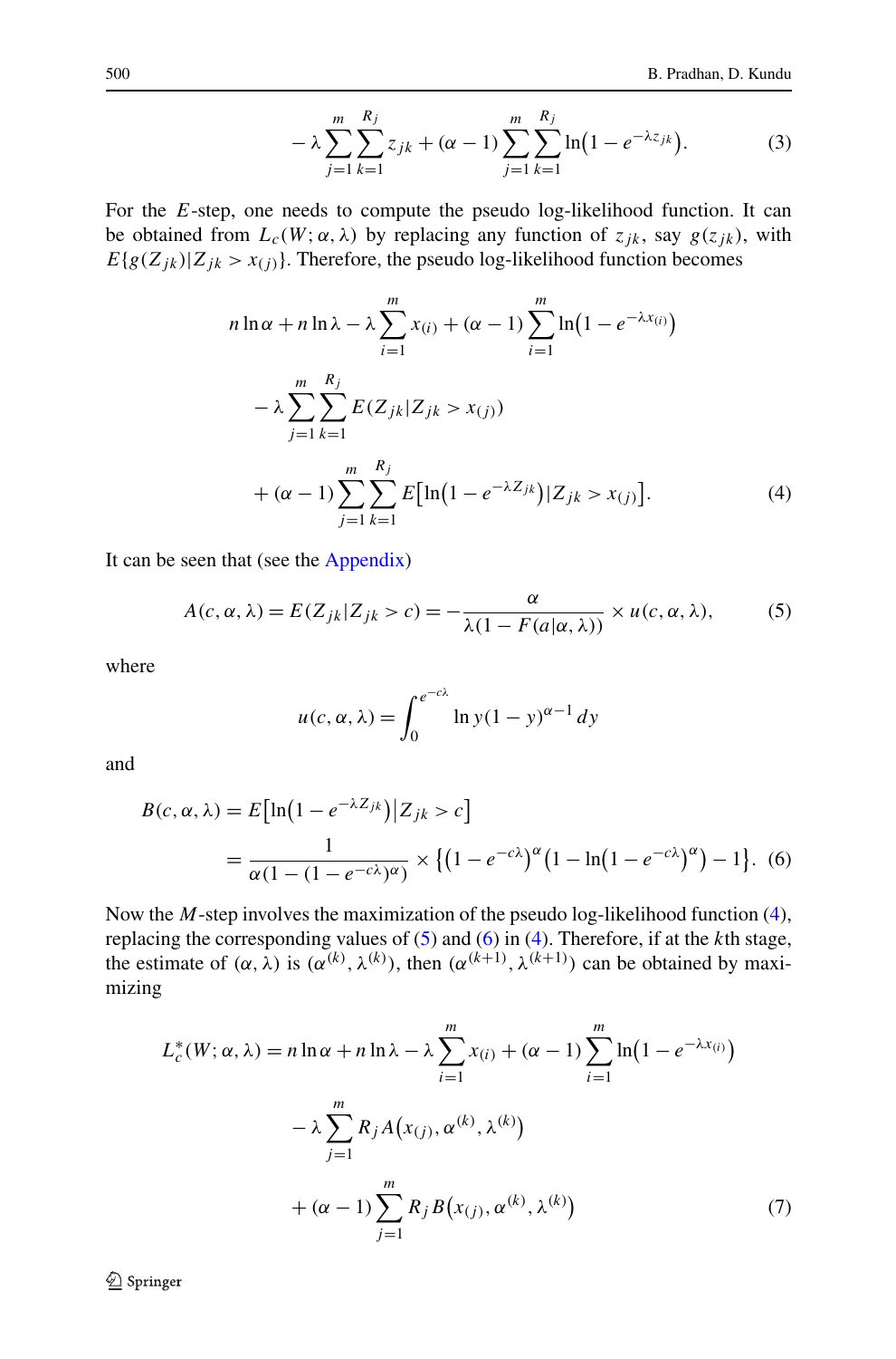$$- \lambda \sum_{j=1}^{m} \sum_{k=1}^{R_j} z_{jk} + (\alpha - 1) \sum_{j=1}^{m} \sum_{k=1}^{R_j} \ln\left(1 - e^{-\lambda z_{jk}}\right). \tag{3}$$

For the $E$-step, one needs to compute the pseudo log-likelihood function. It can be obtained from $L_c(W; \alpha, \lambda)$ by replacing any function of $z_{jk}$, say $g(z_{jk})$, with $E\{g(Z_{jk})|Z_{jk} > x_{(j)}\}$. Therefore, the pseudo log-likelihood function becomes

$$\begin{aligned} & n \ln \alpha + n \ln \lambda - \lambda \sum_{i=1}^{m} x_{(i)} + (\alpha - 1) \sum_{i=1}^{m} \ln\left(1 - e^{-\lambda x_{(i)}}\right) \\ & \quad - \lambda \sum_{j=1}^{m} \sum_{k=1}^{R_j} E(Z_{jk}|Z_{jk} > x_{(j)}) \\ & \quad + (\alpha - 1) \sum_{j=1}^{m} \sum_{k=1}^{R_j} E\left[\ln\left(1 - e^{-\lambda Z_{jk}}\right)|Z_{jk} > x_{(j)}\right]. \end{aligned} \tag{4}$$

It can be seen that (see the Appendix)

$$A(c, \alpha, \lambda) = E(Z_{jk}|Z_{jk} > c) = -\frac{\alpha}{\lambda(1 - F(a|\alpha, \lambda))} \times u(c, \alpha, \lambda), \tag{5}$$

where

$$u(c, \alpha, \lambda) = \int_0^{e^{-c\lambda}} \ln y (1 - y)^{\alpha - 1} \, dy$$

and

$$\begin{aligned} B(c, \alpha, \lambda) &= E\left[\ln\left(1 - e^{-\lambda Z_{jk}}\right)\middle|Z_{jk} > c\right] \\ &= \frac{1}{\alpha(1 - (1 - e^{-c\lambda})^{\alpha})} \times \left\{\left(1 - e^{-c\lambda}\right)^{\alpha}\left(1 - \ln\left(1 - e^{-c\lambda}\right)^{\alpha}\right) - 1\right\}. \end{aligned} \tag{6}$$

Now the $M$-step involves the maximization of the pseudo log-likelihood function (4), replacing the corresponding values of (5) and (6) in (4). Therefore, if at the $k$th stage, the estimate of $(\alpha, \lambda)$ is $(\alpha^{(k)}, \lambda^{(k)})$, then $(\alpha^{(k+1)}, \lambda^{(k+1)})$ can be obtained by maximizing

$$\begin{aligned} L_c^*(W; \alpha, \lambda) &= n \ln \alpha + n \ln \lambda - \lambda \sum_{i=1}^{m} x_{(i)} + (\alpha - 1) \sum_{i=1}^{m} \ln\left(1 - e^{-\lambda x_{(i)}}\right) \\ & \quad - \lambda \sum_{j=1}^{m} R_j A\left(x_{(j)}, \alpha^{(k)}, \lambda^{(k)}\right) \\ & \quad + (\alpha - 1) \sum_{j=1}^{m} R_j B\left(x_{(j)}, \alpha^{(k)}, \lambda^{(k)}\right) \end{aligned} \tag{7}$$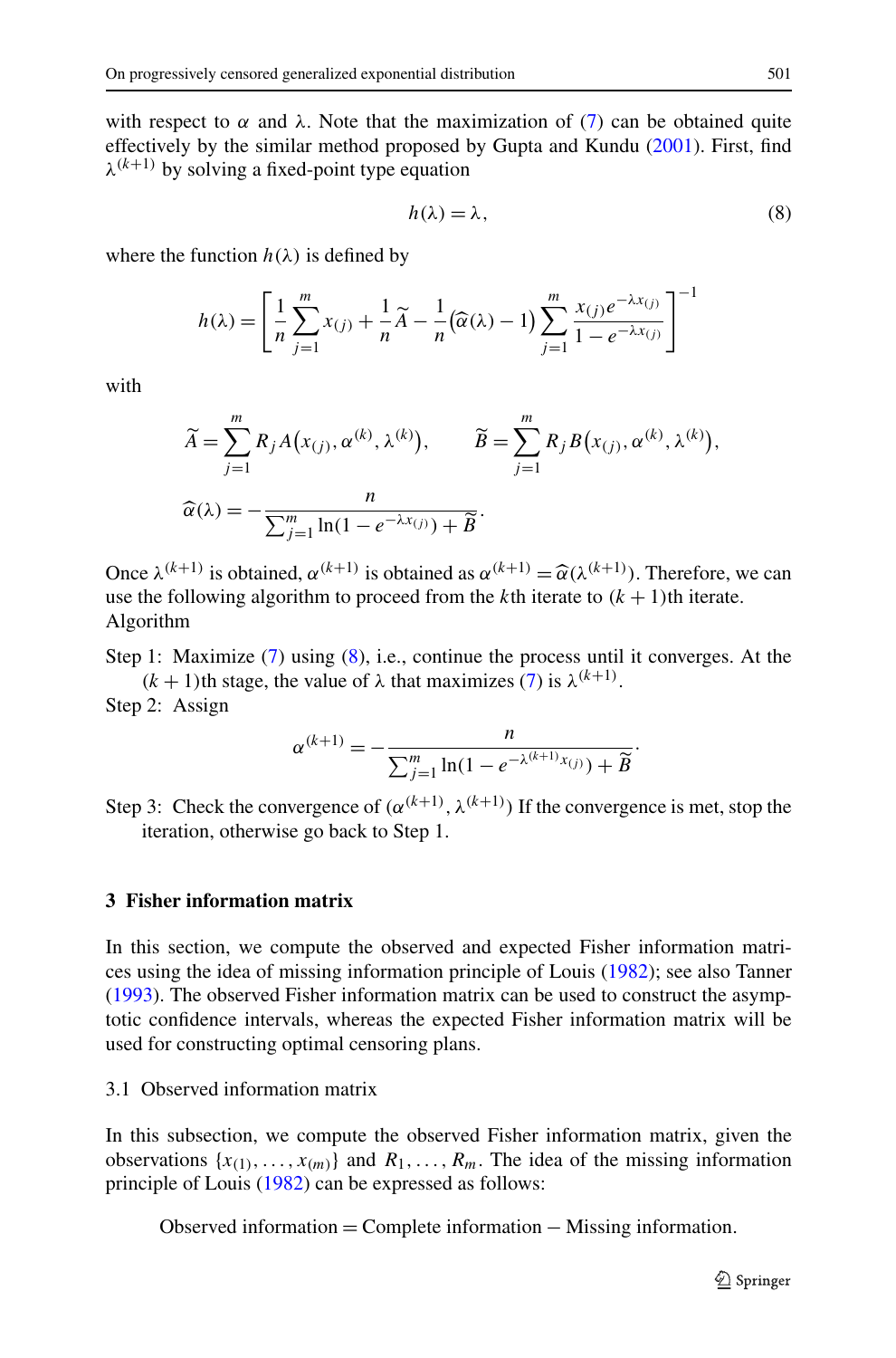with respect to $\alpha$ and $\lambda$. Note that the maximization of (7) can be obtained quite effectively by the similar method proposed by Gupta and Kundu (2001). First, find $\lambda^{(k+1)}$ by solving a fixed-point type equation

$$h(\lambda) = \lambda, \tag{8}$$

where the function $h(\lambda)$ is defined by

$$h(\lambda) = \left[ \frac{1}{n} \sum_{j=1}^{m} x_{(j)} + \frac{1}{n} \widetilde{A} - \frac{1}{n} \big( \widehat{\alpha}(\lambda) - 1 \big) \sum_{j=1}^{m} \frac{x_{(j)} e^{-\lambda x_{(j)}}}{1 - e^{-\lambda x_{(j)}}} \right]^{-1}$$

with

$$\widetilde{A} = \sum_{j=1}^{m} R_j A\big(x_{(j)}, \alpha^{(k)}, \lambda^{(k)}\big), \qquad \widetilde{B} = \sum_{j=1}^{m} R_j B\big(x_{(j)}, \alpha^{(k)}, \lambda^{(k)}\big),$$

$$\widehat{\alpha}(\lambda) = - \frac{n}{\sum_{j=1}^{m} \ln(1 - e^{-\lambda x_{(j)}}) + \widetilde{B}}.$$

Once $\lambda^{(k+1)}$ is obtained, $\alpha^{(k+1)}$ is obtained as $\alpha^{(k+1)} = \widehat{\alpha}(\lambda^{(k+1)})$. Therefore, we can use the following algorithm to proceed from the $k$th iterate to $(k+1)$th iterate.

Algorithm

Step 1: Maximize (7) using (8), i.e., continue the process until it converges. At the $(k+1)$th stage, the value of $\lambda$ that maximizes (7) is $\lambda^{(k+1)}$.

Step 2: Assign

$$\alpha^{(k+1)} = - \frac{n}{\sum_{j=1}^{m} \ln(1 - e^{-\lambda^{(k+1)} x_{(j)}}) + \widetilde{B}}.$$

Step 3: Check the convergence of $(\alpha^{(k+1)}, \lambda^{(k+1)})$ If the convergence is met, stop the iteration, otherwise go back to Step 1.

## 3 Fisher information matrix

In this section, we compute the observed and expected Fisher information matrices using the idea of missing information principle of Louis (1982); see also Tanner (1993). The observed Fisher information matrix can be used to construct the asymptotic confidence intervals, whereas the expected Fisher information matrix will be used for constructing optimal censoring plans.

### 3.1 Observed information matrix

In this subsection, we compute the observed Fisher information matrix, given the observations $\{x_{(1)}, \ldots, x_{(m)}\}$ and $R_1, \ldots, R_m$. The idea of the missing information principle of Louis (1982) can be expressed as follows:

Observed information = Complete information − Missing information.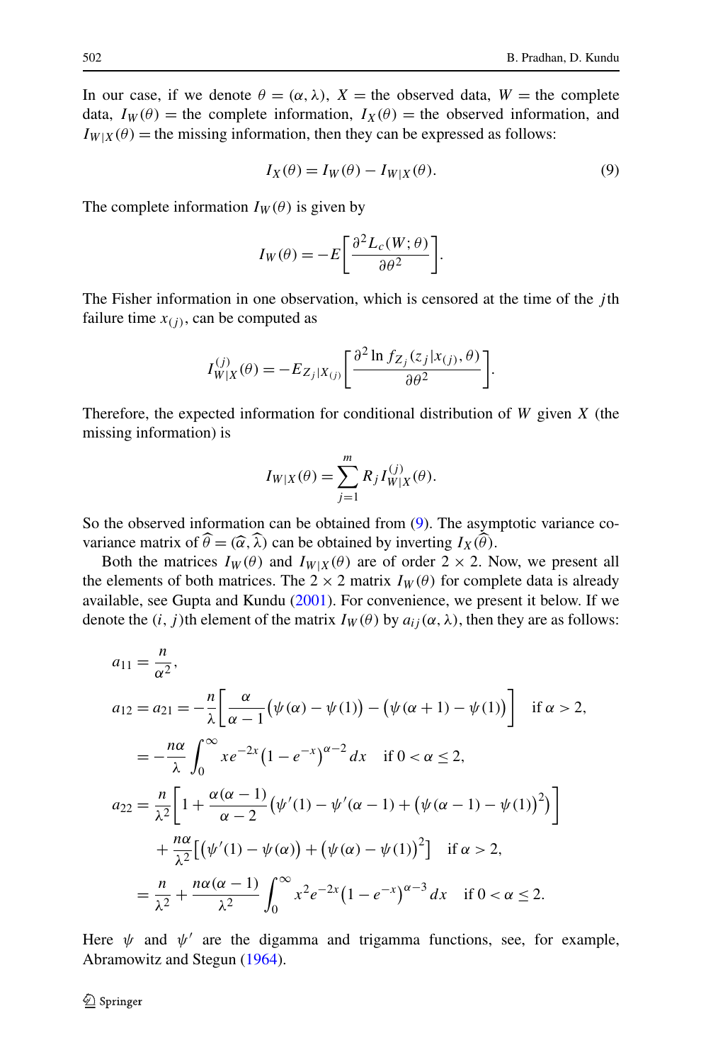In our case, if we denote $\theta = (\alpha, \lambda)$, $X =$ the observed data, $W =$ the complete data, $I_W(\theta) =$ the complete information, $I_X(\theta) =$ the observed information, and $I_{W|X}(\theta) =$ the missing information, then they can be expressed as follows:

$$I_X(\theta) = I_W(\theta) - I_{W|X}(\theta). \tag{9}$$

The complete information $I_W(\theta)$ is given by

$$I_W(\theta) = -E\left[\frac{\partial^2 L_c(W;\theta)}{\partial \theta^2}\right].$$

The Fisher information in one observation, which is censored at the time of the $j$th failure time $x_{(j)}$, can be computed as

$$I_{W|X}^{(j)}(\theta) = -E_{Z_j|X_{(j)}}\left[\frac{\partial^2 \ln f_{Z_j}(z_j|x_{(j)},\theta)}{\partial \theta^2}\right].$$

Therefore, the expected information for conditional distribution of $W$ given $X$ (the missing information) is

$$I_{W|X}(\theta) = \sum_{j=1}^{m} R_j I_{W|X}^{(j)}(\theta).$$

So the observed information can be obtained from (9). The asymptotic variance covariance matrix of $\widehat{\theta} = (\widehat{\alpha}, \widehat{\lambda})$ can be obtained by inverting $I_X(\widehat{\theta})$.

Both the matrices $I_W(\theta)$ and $I_{W|X}(\theta)$ are of order $2 \times 2$. Now, we present all the elements of both matrices. The $2 \times 2$ matrix $I_W(\theta)$ for complete data is already available, see Gupta and Kundu (2001). For convenience, we present it below. If we denote the $(i, j)$th element of the matrix $I_W(\theta)$ by $a_{ij}(\alpha, \lambda)$, then they are as follows:

$$
\begin{aligned}
a_{11} &= \frac{n}{\alpha^2}, \\
a_{12} = a_{21} &= -\frac{n}{\lambda}\left[\frac{\alpha}{\alpha - 1}\big(\psi(\alpha) - \psi(1)\big) - \big(\psi(\alpha + 1) - \psi(1)\big)\right] \quad \text{if } \alpha > 2, \\
&= -\frac{n\alpha}{\lambda}\int_0^\infty x e^{-2x}\left(1 - e^{-x}\right)^{\alpha - 2} dx \quad \text{if } 0 < \alpha \le 2, \\
a_{22} &= \frac{n}{\lambda^2}\left[1 + \frac{\alpha(\alpha - 1)}{\alpha - 2}\left(\psi'(1) - \psi'(\alpha - 1) + \big(\psi(\alpha - 1) - \psi(1)\big)^2\right)\right] \\
&\quad + \frac{n\alpha}{\lambda^2}\left[\big(\psi'(1) - \psi(\alpha)\big) + \big(\psi(\alpha) - \psi(1)\big)^2\right] \quad \text{if } \alpha > 2, \\
&= \frac{n}{\lambda^2} + \frac{n\alpha(\alpha - 1)}{\lambda^2}\int_0^\infty x^2 e^{-2x}\left(1 - e^{-x}\right)^{\alpha - 3} dx \quad \text{if } 0 < \alpha \le 2.
\end{aligned}
$$

Here $\psi$ and $\psi'$ are the digamma and trigamma functions, see, for example, Abramowitz and Stegun (1964).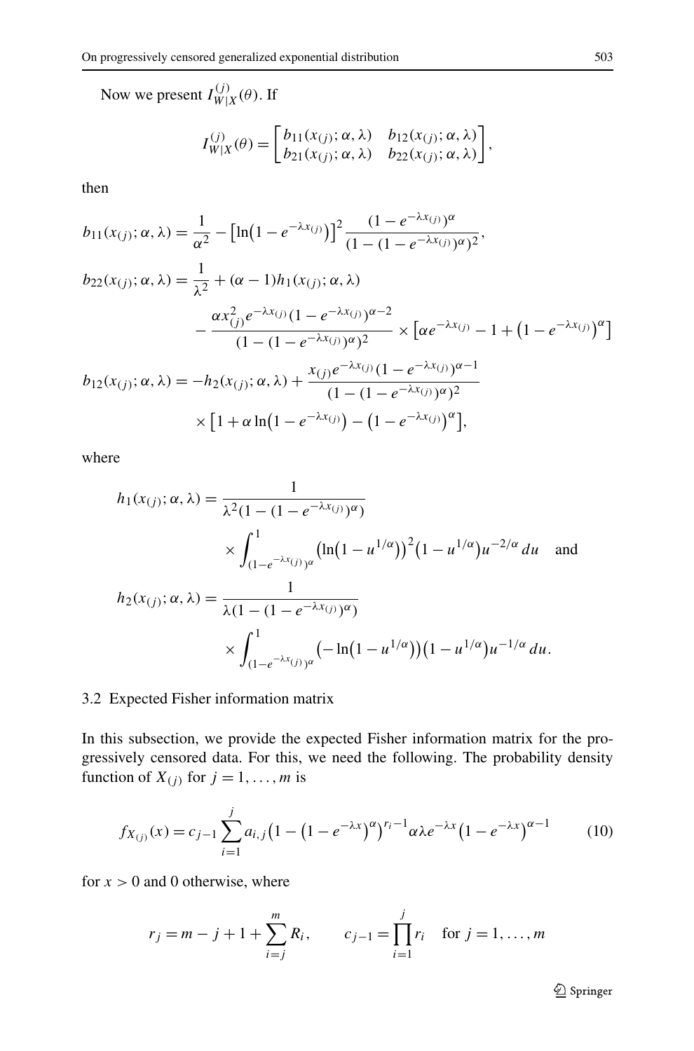Now we present $I_{W|X}^{(j)}(\theta)$. If

$$I_{W|X}^{(j)}(\theta) = \begin{bmatrix} b_{11}(x_{(j)};\alpha,\lambda) & b_{12}(x_{(j)};\alpha,\lambda) \\ b_{21}(x_{(j)};\alpha,\lambda) & b_{22}(x_{(j)};\alpha,\lambda) \end{bmatrix},$$

then

$$b_{11}(x_{(j)};\alpha,\lambda) = \frac{1}{\alpha^2} - \left[\ln\left(1-e^{-\lambda x_{(j)}}\right)\right]^2 \frac{(1-e^{-\lambda x_{(j)}})^\alpha}{(1-(1-e^{-\lambda x_{(j)}})^\alpha)^2},$$

$$\begin{aligned} b_{22}(x_{(j)};\alpha,\lambda) &= \frac{1}{\lambda^2} + (\alpha-1)h_1(x_{(j)};\alpha,\lambda) \\ &\quad - \frac{\alpha x_{(j)}^2 e^{-\lambda x_{(j)}}(1-e^{-\lambda x_{(j)}})^{\alpha-2}}{(1-(1-e^{-\lambda x_{(j)}})^\alpha)^2} \times \left[\alpha e^{-\lambda x_{(j)}} - 1 + \left(1-e^{-\lambda x_{(j)}}\right)^\alpha\right] \end{aligned}$$

$$\begin{aligned} b_{12}(x_{(j)};\alpha,\lambda) &= -h_2(x_{(j)};\alpha,\lambda) + \frac{x_{(j)} e^{-\lambda x_{(j)}}(1-e^{-\lambda x_{(j)}})^{\alpha-1}}{(1-(1-e^{-\lambda x_{(j)}})^\alpha)^2} \\ &\quad \times \left[1 + \alpha \ln\left(1-e^{-\lambda x_{(j)}}\right) - \left(1-e^{-\lambda x_{(j)}}\right)^\alpha\right], \end{aligned}$$

where

$$\begin{aligned} h_1(x_{(j)};\alpha,\lambda) &= \frac{1}{\lambda^2(1-(1-e^{-\lambda x_{(j)}})^\alpha)} \\ &\quad \times \int_{(1-e^{-\lambda x_{(j)}})^\alpha}^{1} \left(\ln\left(1-u^{1/\alpha}\right)\right)^2 \left(1-u^{1/\alpha}\right) u^{-2/\alpha}\, du \quad \text{and} \\ h_2(x_{(j)};\alpha,\lambda) &= \frac{1}{\lambda(1-(1-e^{-\lambda x_{(j)}})^\alpha)} \\ &\quad \times \int_{(1-e^{-\lambda x_{(j)}})^\alpha}^{1} \left(-\ln\left(1-u^{1/\alpha}\right)\right)\left(1-u^{1/\alpha}\right) u^{-1/\alpha}\, du. \end{aligned}$$

### 3.2 Expected Fisher information matrix

In this subsection, we provide the expected Fisher information matrix for the progressively censored data. For this, we need the following. The probability density function of $X_{(j)}$ for $j = 1, \ldots, m$ is

$$f_{X_{(j)}}(x) = c_{j-1} \sum_{i=1}^{j} a_{i,j} \left(1 - \left(1-e^{-\lambda x}\right)^\alpha\right)^{r_i - 1} \alpha \lambda e^{-\lambda x} \left(1-e^{-\lambda x}\right)^{\alpha-1} \tag{10}$$

for $x > 0$ and 0 otherwise, where

$$r_j = m - j + 1 + \sum_{i=j}^{m} R_i, \qquad c_{j-1} = \prod_{i=1}^{j} r_i \quad \text{for } j = 1, \ldots, m$$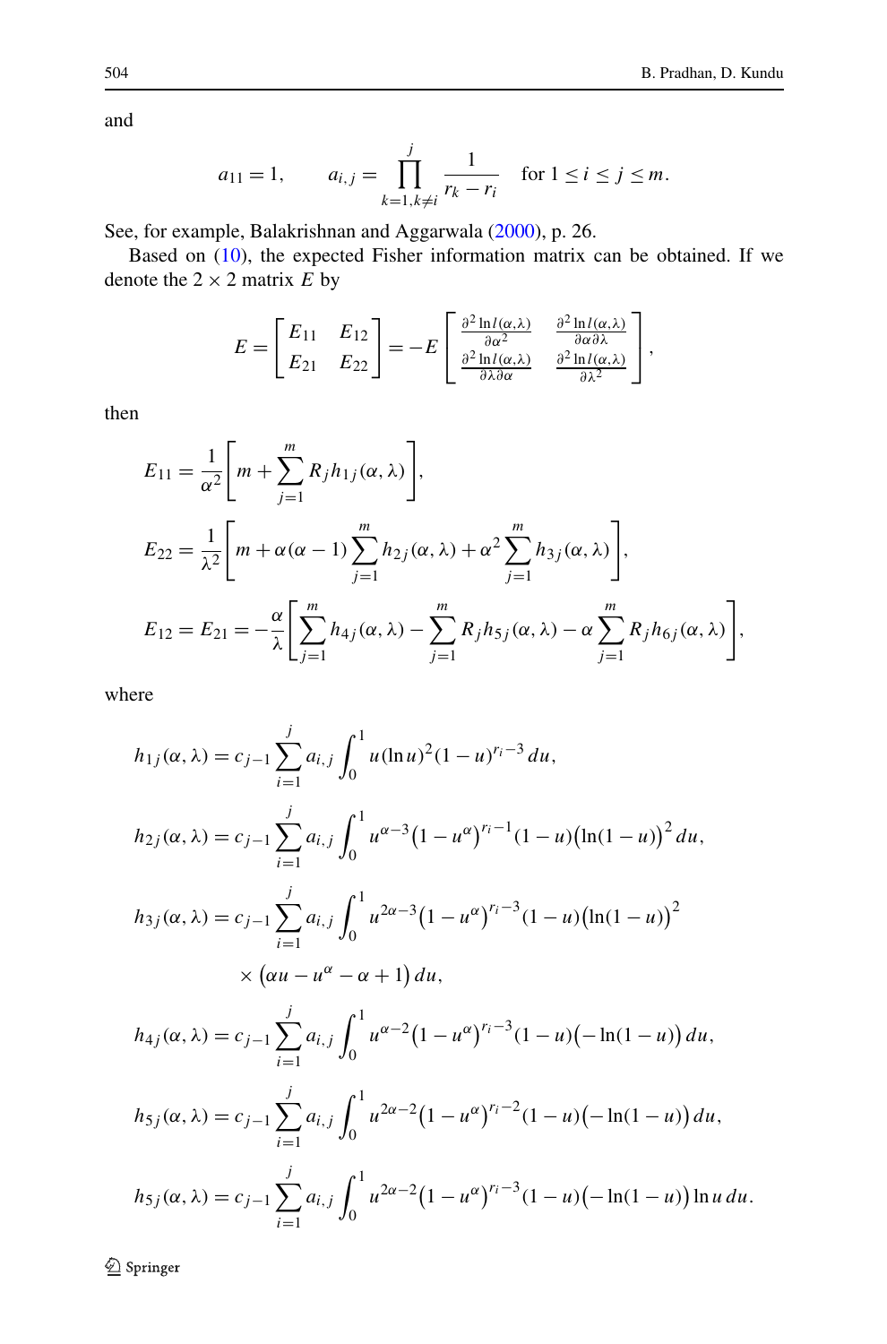and

$$a_{11} = 1, \qquad a_{i,j} = \prod_{k=1, k \neq i}^{j} \frac{1}{r_k - r_i} \quad \text{for } 1 \leq i \leq j \leq m.$$

See, for example, Balakrishnan and Aggarwala (2000), p. 26.

Based on (10), the expected Fisher information matrix can be obtained. If we denote the $2 \times 2$ matrix $E$ by

$$E = \begin{bmatrix} E_{11} & E_{12} \\ E_{21} & E_{22} \end{bmatrix} = -E \begin{bmatrix} \frac{\partial^2 \ln l(\alpha,\lambda)}{\partial \alpha^2} & \frac{\partial^2 \ln l(\alpha,\lambda)}{\partial \alpha \partial \lambda} \\ \frac{\partial^2 \ln l(\alpha,\lambda)}{\partial \lambda \partial \alpha} & \frac{\partial^2 \ln l(\alpha,\lambda)}{\partial \lambda^2} \end{bmatrix},$$

then

$$E_{11} = \frac{1}{\alpha^2} \left[ m + \sum_{j=1}^{m} R_j h_{1j}(\alpha, \lambda) \right],$$

$$E_{22} = \frac{1}{\lambda^2} \left[ m + \alpha(\alpha - 1) \sum_{j=1}^{m} h_{2j}(\alpha, \lambda) + \alpha^2 \sum_{j=1}^{m} h_{3j}(\alpha, \lambda) \right],$$

$$E_{12} = E_{21} = -\frac{\alpha}{\lambda} \left[ \sum_{j=1}^{m} h_{4j}(\alpha, \lambda) - \sum_{j=1}^{m} R_j h_{5j}(\alpha, \lambda) - \alpha \sum_{j=1}^{m} R_j h_{6j}(\alpha, \lambda) \right],$$

where

$$h_{1j}(\alpha, \lambda) = c_{j-1} \sum_{i=1}^{j} a_{i,j} \int_0^1 u (\ln u)^2 (1-u)^{r_i - 3} \, du,$$

$$h_{2j}(\alpha, \lambda) = c_{j-1} \sum_{i=1}^{j} a_{i,j} \int_0^1 u^{\alpha - 3} \big(1 - u^{\alpha}\big)^{r_i - 1} (1-u) \big(\ln(1-u)\big)^2 \, du,$$

$$h_{3j}(\alpha, \lambda) = c_{j-1} \sum_{i=1}^{j} a_{i,j} \int_0^1 u^{2\alpha - 3} \big(1 - u^{\alpha}\big)^{r_i - 3} (1-u) \big(\ln(1-u)\big)^2 \times \big(\alpha u - u^{\alpha} - \alpha + 1\big) \, du,$$

$$h_{4j}(\alpha, \lambda) = c_{j-1} \sum_{i=1}^{j} a_{i,j} \int_0^1 u^{\alpha - 2} \big(1 - u^{\alpha}\big)^{r_i - 3} (1-u) \big(-\ln(1-u)\big) \, du,$$

$$h_{5j}(\alpha, \lambda) = c_{j-1} \sum_{i=1}^{j} a_{i,j} \int_0^1 u^{2\alpha - 2} \big(1 - u^{\alpha}\big)^{r_i - 2} (1-u) \big(-\ln(1-u)\big) \, du,$$

$$h_{5j}(\alpha, \lambda) = c_{j-1} \sum_{i=1}^{j} a_{i,j} \int_0^1 u^{2\alpha - 2} \big(1 - u^{\alpha}\big)^{r_i - 3} (1-u) \big(-\ln(1-u)\big) \ln u \, du.$$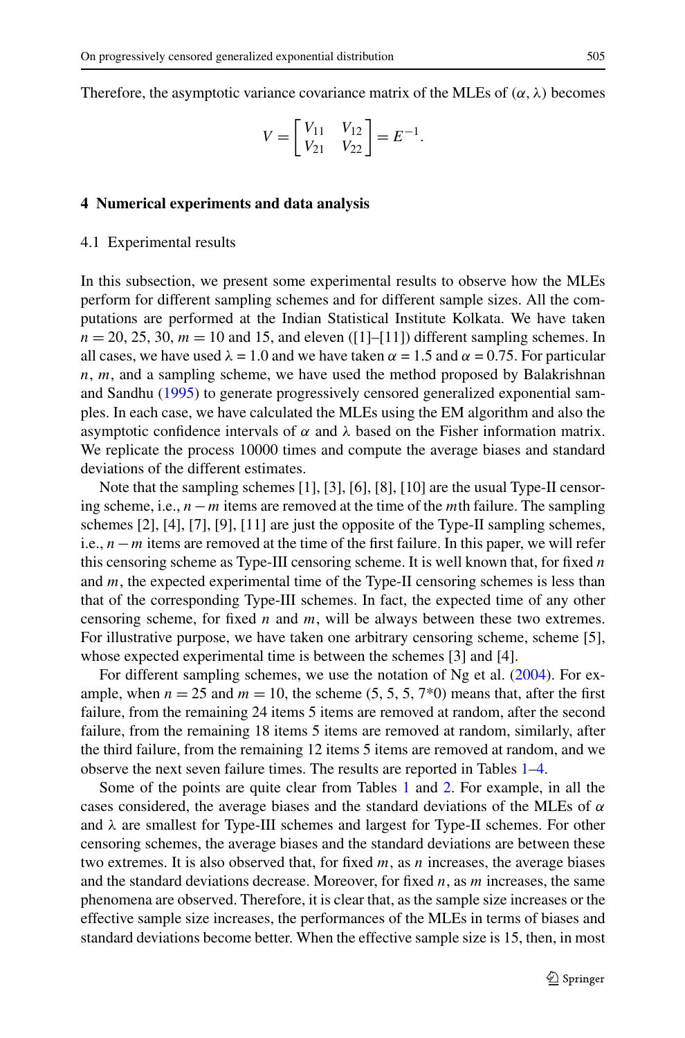Therefore, the asymptotic variance covariance matrix of the MLEs of $(\alpha, \lambda)$ becomes

$$V = \begin{bmatrix} V_{11} & V_{12} \\ V_{21} & V_{22} \end{bmatrix} = E^{-1}.$$

## 4 Numerical experiments and data analysis

### 4.1 Experimental results

In this subsection, we present some experimental results to observe how the MLEs perform for different sampling schemes and for different sample sizes. All the computations are performed at the Indian Statistical Institute Kolkata. We have taken $n = 20, 25, 30$, $m = 10$ and $15$, and eleven ([1]–[11]) different sampling schemes. In all cases, we have used $\lambda = 1.0$ and we have taken $\alpha = 1.5$ and $\alpha = 0.75$. For particular $n$, $m$, and a sampling scheme, we have used the method proposed by Balakrishnan and Sandhu (1995) to generate progressively censored generalized exponential samples. In each case, we have calculated the MLEs using the EM algorithm and also the asymptotic confidence intervals of $\alpha$ and $\lambda$ based on the Fisher information matrix. We replicate the process 10000 times and compute the average biases and standard deviations of the different estimates.

Note that the sampling schemes [1], [3], [6], [8], [10] are the usual Type-II censoring scheme, i.e., $n - m$ items are removed at the time of the $m$th failure. The sampling schemes [2], [4], [7], [9], [11] are just the opposite of the Type-II sampling schemes, i.e., $n - m$ items are removed at the time of the first failure. In this paper, we will refer this censoring scheme as Type-III censoring scheme. It is well known that, for fixed $n$ and $m$, the expected experimental time of the Type-II censoring schemes is less than that of the corresponding Type-III schemes. In fact, the expected time of any other censoring scheme, for fixed $n$ and $m$, will be always between these two extremes. For illustrative purpose, we have taken one arbitrary censoring scheme, scheme [5], whose expected experimental time is between the schemes [3] and [4].

For different sampling schemes, we use the notation of Ng et al. (2004). For example, when $n = 25$ and $m = 10$, the scheme (5, 5, 5, 7*0) means that, after the first failure, from the remaining 24 items 5 items are removed at random, after the second failure, from the remaining 18 items 5 items are removed at random, similarly, after the third failure, from the remaining 12 items 5 items are removed at random, and we observe the next seven failure times. The results are reported in Tables 1–4.

Some of the points are quite clear from Tables 1 and 2. For example, in all the cases considered, the average biases and the standard deviations of the MLEs of $\alpha$ and $\lambda$ are smallest for Type-III schemes and largest for Type-II schemes. For other censoring schemes, the average biases and the standard deviations are between these two extremes. It is also observed that, for fixed $m$, as $n$ increases, the average biases and the standard deviations decrease. Moreover, for fixed $n$, as $m$ increases, the same phenomena are observed. Therefore, it is clear that, as the sample size increases or the effective sample size increases, the performances of the MLEs in terms of biases and standard deviations become better. When the effective sample size is 15, then, in most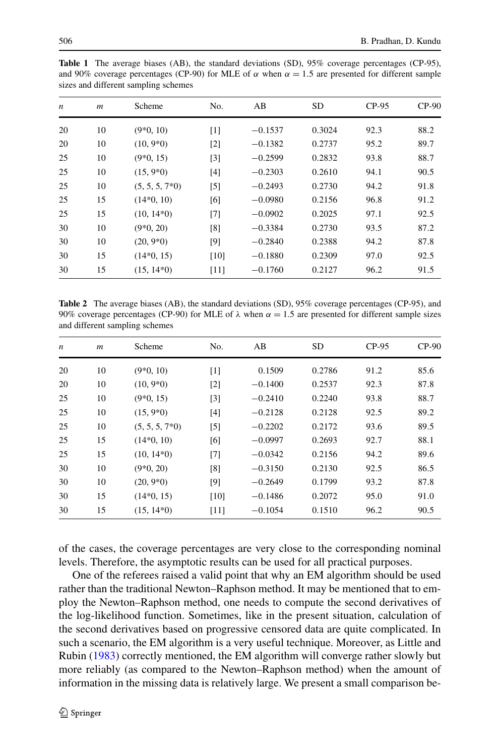**Table 1** The average biases (AB), the standard deviations (SD), 95% coverage percentages (CP-95), and 90% coverage percentages (CP-90) for MLE of $\alpha$ when $\alpha = 1.5$ are presented for different sample sizes and different sampling schemes

| $n$ | $m$ | Scheme | No. | AB | SD | CP-95 | CP-90 |
|---|---|---|---|---|---|---|---|
| 20 | 10 | (9*0, 10) | [1] | −0.1537 | 0.3024 | 92.3 | 88.2 |
| 20 | 10 | (10, 9*0) | [2] | −0.1382 | 0.2737 | 95.2 | 89.7 |
| 25 | 10 | (9*0, 15) | [3] | −0.2599 | 0.2832 | 93.8 | 88.7 |
| 25 | 10 | (15, 9*0) | [4] | −0.2303 | 0.2610 | 94.1 | 90.5 |
| 25 | 10 | (5, 5, 5, 7*0) | [5] | −0.2493 | 0.2730 | 94.2 | 91.8 |
| 25 | 15 | (14*0, 10) | [6] | −0.0980 | 0.2156 | 96.8 | 91.2 |
| 25 | 15 | (10, 14*0) | [7] | −0.0902 | 0.2025 | 97.1 | 92.5 |
| 30 | 10 | (9*0, 20) | [8] | −0.3384 | 0.2730 | 93.5 | 87.2 |
| 30 | 10 | (20, 9*0) | [9] | −0.2840 | 0.2388 | 94.2 | 87.8 |
| 30 | 15 | (14*0, 15) | [10] | −0.1880 | 0.2309 | 97.0 | 92.5 |
| 30 | 15 | (15, 14*0) | [11] | −0.1760 | 0.2127 | 96.2 | 91.5 |

**Table 2** The average biases (AB), the standard deviations (SD), 95% coverage percentages (CP-95), and 90% coverage percentages (CP-90) for MLE of $\lambda$ when $\alpha = 1.5$ are presented for different sample sizes and different sampling schemes

| $n$ | $m$ | Scheme | No. | AB | SD | CP-95 | CP-90 |
|---|---|---|---|---|---|---|---|
| 20 | 10 | (9*0, 10) | [1] | 0.1509 | 0.2786 | 91.2 | 85.6 |
| 20 | 10 | (10, 9*0) | [2] | −0.1400 | 0.2537 | 92.3 | 87.8 |
| 25 | 10 | (9*0, 15) | [3] | −0.2410 | 0.2240 | 93.8 | 88.7 |
| 25 | 10 | (15, 9*0) | [4] | −0.2128 | 0.2128 | 92.5 | 89.2 |
| 25 | 10 | (5, 5, 5, 7*0) | [5] | −0.2202 | 0.2172 | 93.6 | 89.5 |
| 25 | 15 | (14*0, 10) | [6] | −0.0997 | 0.2693 | 92.7 | 88.1 |
| 25 | 15 | (10, 14*0) | [7] | −0.0342 | 0.2156 | 94.2 | 89.6 |
| 30 | 10 | (9*0, 20) | [8] | −0.3150 | 0.2130 | 92.5 | 86.5 |
| 30 | 10 | (20, 9*0) | [9] | −0.2649 | 0.1799 | 93.2 | 87.8 |
| 30 | 15 | (14*0, 15) | [10] | −0.1486 | 0.2072 | 95.0 | 91.0 |
| 30 | 15 | (15, 14*0) | [11] | −0.1054 | 0.1510 | 96.2 | 90.5 |

of the cases, the coverage percentages are very close to the corresponding nominal levels. Therefore, the asymptotic results can be used for all practical purposes.

One of the referees raised a valid point that why an EM algorithm should be used rather than the traditional Newton–Raphson method. It may be mentioned that to employ the Newton–Raphson method, one needs to compute the second derivatives of the log-likelihood function. Sometimes, like in the present situation, calculation of the second derivatives based on progressive censored data are quite complicated. In such a scenario, the EM algorithm is a very useful technique. Moreover, as Little and Rubin (1983) correctly mentioned, the EM algorithm will converge rather slowly but more reliably (as compared to the Newton–Raphson method) when the amount of information in the missing data is relatively large. We present a small comparison be-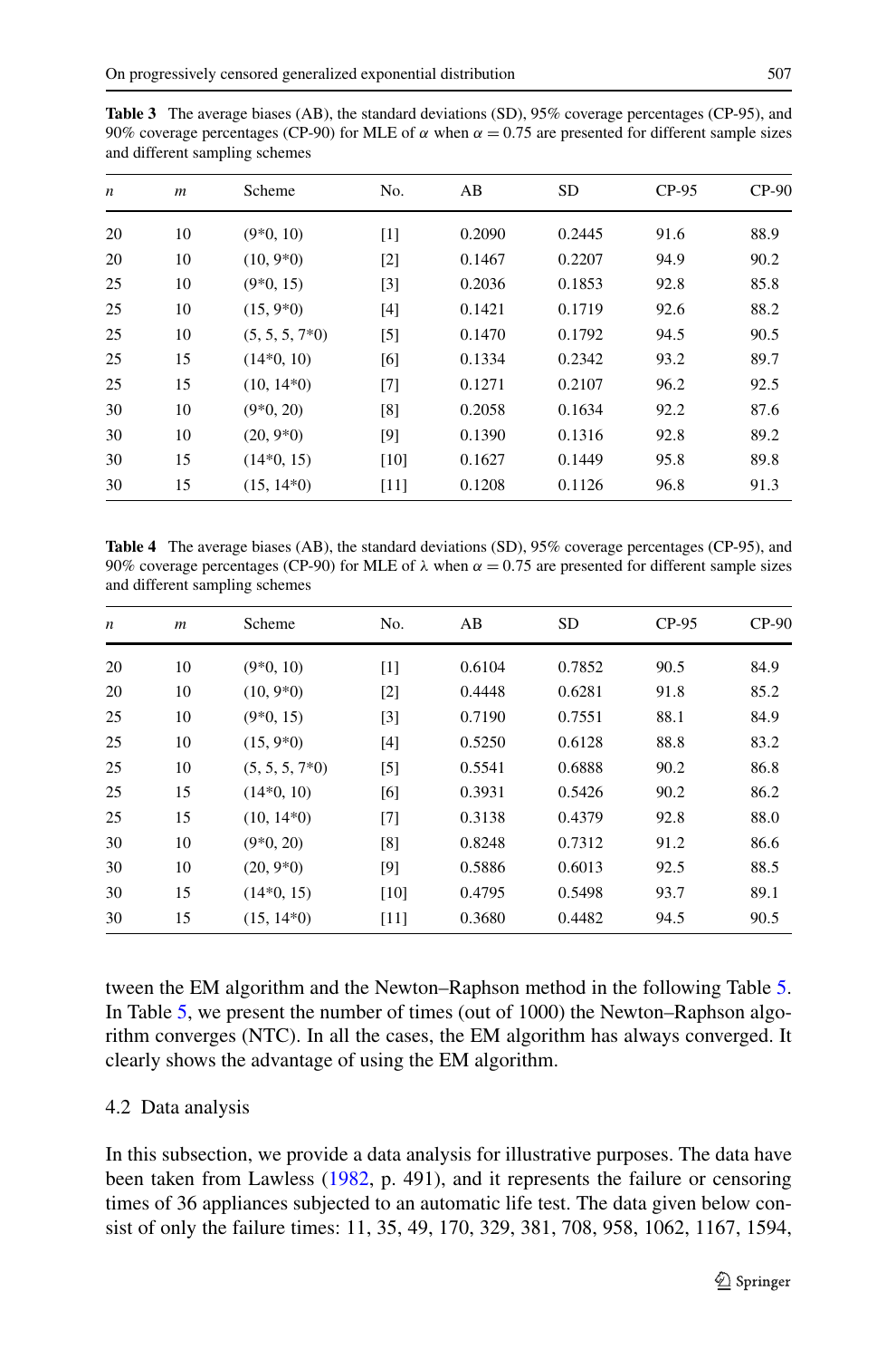**Table 3** The average biases (AB), the standard deviations (SD), 95% coverage percentages (CP-95), and 90% coverage percentages (CP-90) for MLE of $\alpha$ when $\alpha = 0.75$ are presented for different sample sizes and different sampling schemes

| $n$ | $m$ | Scheme | No. | AB | SD | CP-95 | CP-90 |
|---|---|---|---|---|---|---|---|
| 20 | 10 | (9*0, 10) | [1] | 0.2090 | 0.2445 | 91.6 | 88.9 |
| 20 | 10 | (10, 9*0) | [2] | 0.1467 | 0.2207 | 94.9 | 90.2 |
| 25 | 10 | (9*0, 15) | [3] | 0.2036 | 0.1853 | 92.8 | 85.8 |
| 25 | 10 | (15, 9*0) | [4] | 0.1421 | 0.1719 | 92.6 | 88.2 |
| 25 | 10 | (5, 5, 5, 7*0) | [5] | 0.1470 | 0.1792 | 94.5 | 90.5 |
| 25 | 15 | (14*0, 10) | [6] | 0.1334 | 0.2342 | 93.2 | 89.7 |
| 25 | 15 | (10, 14*0) | [7] | 0.1271 | 0.2107 | 96.2 | 92.5 |
| 30 | 10 | (9*0, 20) | [8] | 0.2058 | 0.1634 | 92.2 | 87.6 |
| 30 | 10 | (20, 9*0) | [9] | 0.1390 | 0.1316 | 92.8 | 89.2 |
| 30 | 15 | (14*0, 15) | [10] | 0.1627 | 0.1449 | 95.8 | 89.8 |
| 30 | 15 | (15, 14*0) | [11] | 0.1208 | 0.1126 | 96.8 | 91.3 |

**Table 4** The average biases (AB), the standard deviations (SD), 95% coverage percentages (CP-95), and 90% coverage percentages (CP-90) for MLE of $\lambda$ when $\alpha = 0.75$ are presented for different sample sizes and different sampling schemes

| $n$ | $m$ | Scheme | No. | AB | SD | CP-95 | CP-90 |
|---|---|---|---|---|---|---|---|
| 20 | 10 | (9*0, 10) | [1] | 0.6104 | 0.7852 | 90.5 | 84.9 |
| 20 | 10 | (10, 9*0) | [2] | 0.4448 | 0.6281 | 91.8 | 85.2 |
| 25 | 10 | (9*0, 15) | [3] | 0.7190 | 0.7551 | 88.1 | 84.9 |
| 25 | 10 | (15, 9*0) | [4] | 0.5250 | 0.6128 | 88.8 | 83.2 |
| 25 | 10 | (5, 5, 5, 7*0) | [5] | 0.5541 | 0.6888 | 90.2 | 86.8 |
| 25 | 15 | (14*0, 10) | [6] | 0.3931 | 0.5426 | 90.2 | 86.2 |
| 25 | 15 | (10, 14*0) | [7] | 0.3138 | 0.4379 | 92.8 | 88.0 |
| 30 | 10 | (9*0, 20) | [8] | 0.8248 | 0.7312 | 91.2 | 86.6 |
| 30 | 10 | (20, 9*0) | [9] | 0.5886 | 0.6013 | 92.5 | 88.5 |
| 30 | 15 | (14*0, 15) | [10] | 0.4795 | 0.5498 | 93.7 | 89.1 |
| 30 | 15 | (15, 14*0) | [11] | 0.3680 | 0.4482 | 94.5 | 90.5 |

tween the EM algorithm and the Newton–Raphson method in the following Table 5. In Table 5, we present the number of times (out of 1000) the Newton–Raphson algorithm converges (NTC). In all the cases, the EM algorithm has always converged. It clearly shows the advantage of using the EM algorithm.

### 4.2 Data analysis

In this subsection, we provide a data analysis for illustrative purposes. The data have been taken from Lawless (1982, p. 491), and it represents the failure or censoring times of 36 appliances subjected to an automatic life test. The data given below consist of only the failure times: 11, 35, 49, 170, 329, 381, 708, 958, 1062, 1167, 1594,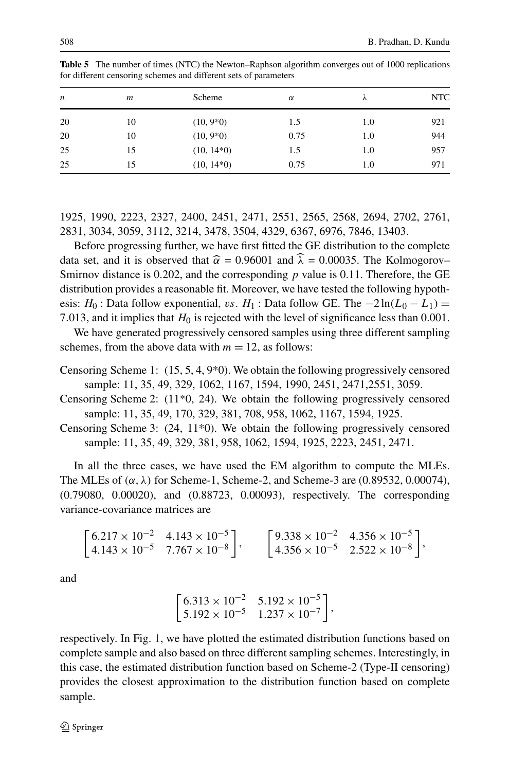**Table 5** The number of times (NTC) the Newton–Raphson algorithm converges out of 1000 replications for different censoring schemes and different sets of parameters

| $n$ | $m$ | Scheme | $\alpha$ | $\lambda$ | NTC |
|---|---|---|---|---|---|
| 20 | 10 | (10, 9*0) | 1.5 | 1.0 | 921 |
| 20 | 10 | (10, 9*0) | 0.75 | 1.0 | 944 |
| 25 | 15 | (10, 14*0) | 1.5 | 1.0 | 957 |
| 25 | 15 | (10, 14*0) | 0.75 | 1.0 | 971 |

1925, 1990, 2223, 2327, 2400, 2451, 2471, 2551, 2565, 2568, 2694, 2702, 2761, 2831, 3034, 3059, 3112, 3214, 3478, 3504, 4329, 6367, 6976, 7846, 13403.

Before progressing further, we have first fitted the GE distribution to the complete data set, and it is observed that $\widehat{\alpha} = 0.96001$ and $\widehat{\lambda} = 0.00035$. The Kolmogorov–Smirnov distance is 0.202, and the corresponding $p$ value is 0.11. Therefore, the GE distribution provides a reasonable fit. Moreover, we have tested the following hypothesis: $H_0$ : Data follow exponential, $vs.$ $H_1$ : Data follow GE. The $-2\ln(L_0 - L_1) = 7.013$, and it implies that $H_0$ is rejected with the level of significance less than 0.001.

We have generated progressively censored samples using three different sampling schemes, from the above data with $m = 12$, as follows:

Censoring Scheme 1: (15, 5, 4, 9*0). We obtain the following progressively censored sample: 11, 35, 49, 329, 1062, 1167, 1594, 1990, 2451, 2471,2551, 3059.

Censoring Scheme 2: (11*0, 24). We obtain the following progressively censored sample: 11, 35, 49, 170, 329, 381, 708, 958, 1062, 1167, 1594, 1925.

Censoring Scheme 3: (24, 11*0). We obtain the following progressively censored sample: 11, 35, 49, 329, 381, 958, 1062, 1594, 1925, 2223, 2451, 2471.

In all the three cases, we have used the EM algorithm to compute the MLEs. The MLEs of $(\alpha, \lambda)$ for Scheme-1, Scheme-2, and Scheme-3 are (0.89532, 0.00074), (0.79080, 0.00020), and (0.88723, 0.00093), respectively. The corresponding variance-covariance matrices are

$$\begin{bmatrix} 6.217 \times 10^{-2} & 4.143 \times 10^{-5} \\ 4.143 \times 10^{-5} & 7.767 \times 10^{-8} \end{bmatrix}, \qquad \begin{bmatrix} 9.338 \times 10^{-2} & 4.356 \times 10^{-5} \\ 4.356 \times 10^{-5} & 2.522 \times 10^{-8} \end{bmatrix},$$

and

$$\begin{bmatrix} 6.313 \times 10^{-2} & 5.192 \times 10^{-5} \\ 5.192 \times 10^{-5} & 1.237 \times 10^{-7} \end{bmatrix},$$

respectively. In Fig. 1, we have plotted the estimated distribution functions based on complete sample and also based on three different sampling schemes. Interestingly, in this case, the estimated distribution function based on Scheme-2 (Type-II censoring) provides the closest approximation to the distribution function based on complete sample.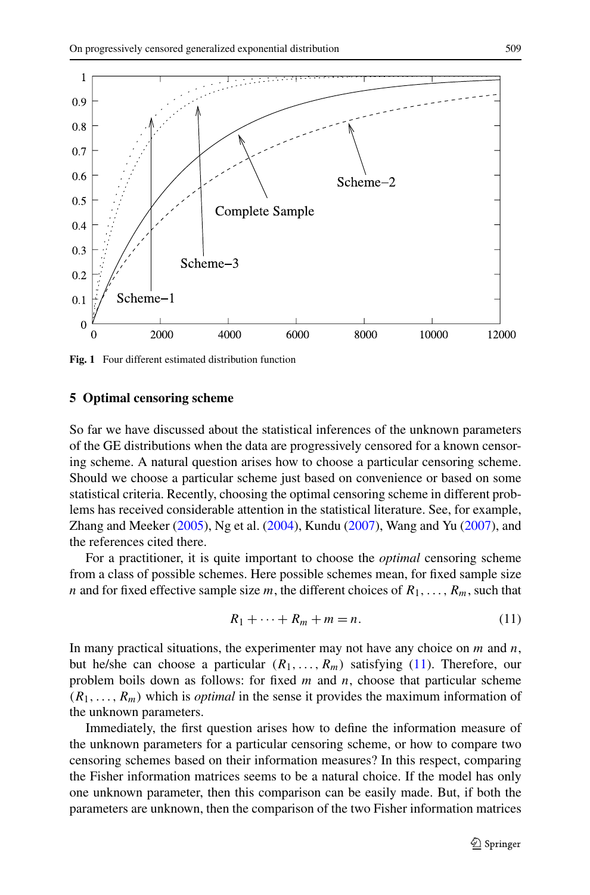Fig. 1 Four different estimated distribution function

## 5 Optimal censoring scheme

So far we have discussed about the statistical inferences of the unknown parameters of the GE distributions when the data are progressively censored for a known censoring scheme. A natural question arises how to choose a particular censoring scheme. Should we choose a particular scheme just based on convenience or based on some statistical criteria. Recently, choosing the optimal censoring scheme in different problems has received considerable attention in the statistical literature. See, for example, Zhang and Meeker (2005), Ng et al. (2004), Kundu (2007), Wang and Yu (2007), and the references cited there.

For a practitioner, it is quite important to choose the *optimal* censoring scheme from a class of possible schemes. Here possible schemes mean, for fixed sample size $n$ and for fixed effective sample size $m$, the different choices of $R_1, \ldots, R_m$, such that

$$R_1 + \cdots + R_m + m = n. \tag{11}$$

In many practical situations, the experimenter may not have any choice on $m$ and $n$, but he/she can choose a particular $(R_1, \ldots, R_m)$ satisfying (11). Therefore, our problem boils down as follows: for fixed $m$ and $n$, choose that particular scheme $(R_1, \ldots, R_m)$ which is *optimal* in the sense it provides the maximum information of the unknown parameters.

Immediately, the first question arises how to define the information measure of the unknown parameters for a particular censoring scheme, or how to compare two censoring schemes based on their information measures? In this respect, comparing the Fisher information matrices seems to be a natural choice. If the model has only one unknown parameter, then this comparison can be easily made. But, if both the parameters are unknown, then the comparison of the two Fisher information matrices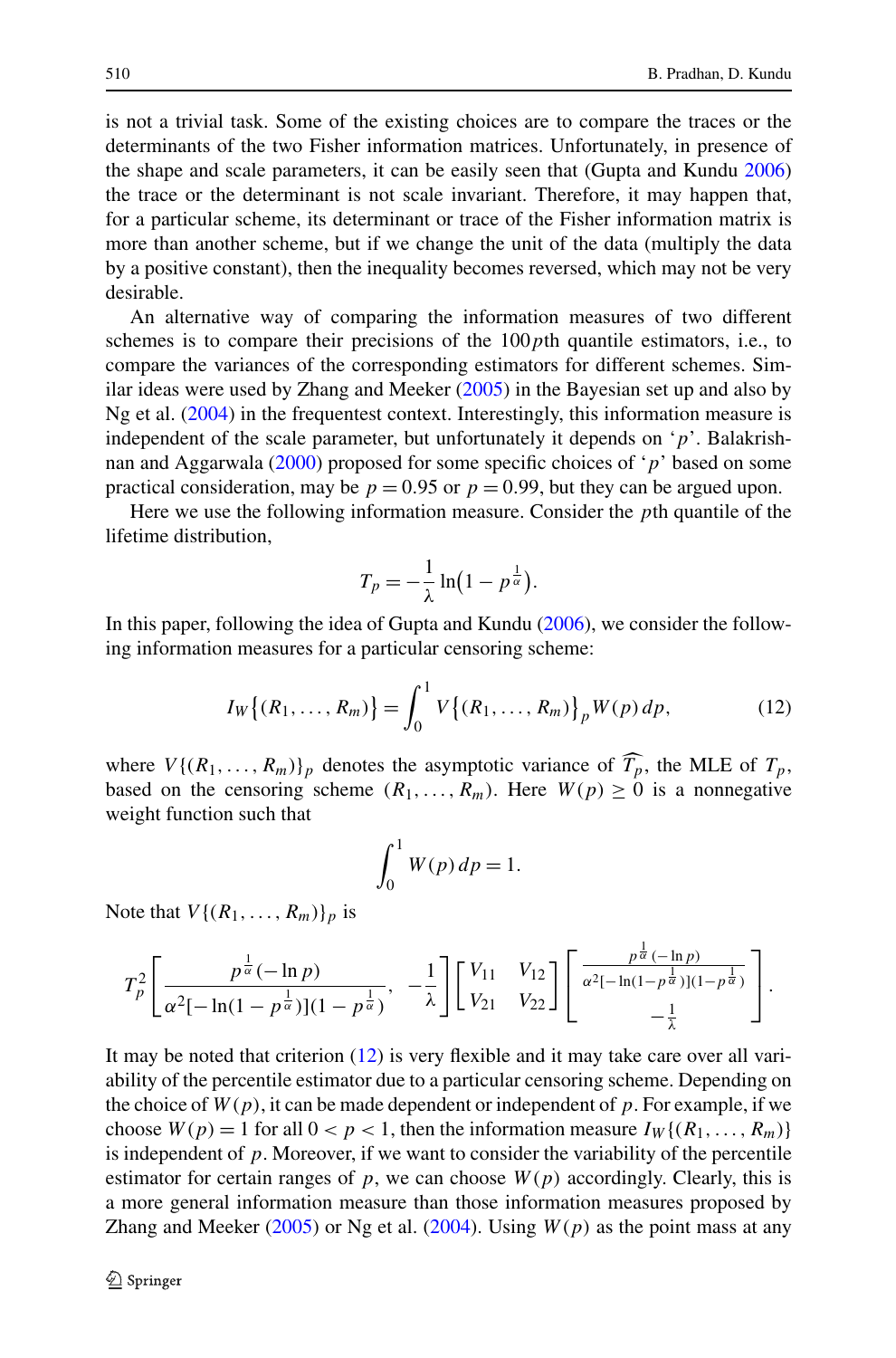is not a trivial task. Some of the existing choices are to compare the traces or the determinants of the two Fisher information matrices. Unfortunately, in presence of the shape and scale parameters, it can be easily seen that (Gupta and Kundu 2006) the trace or the determinant is not scale invariant. Therefore, it may happen that, for a particular scheme, its determinant or trace of the Fisher information matrix is more than another scheme, but if we change the unit of the data (multiply the data by a positive constant), then the inequality becomes reversed, which may not be very desirable.

An alternative way of comparing the information measures of two different schemes is to compare their precisions of the $100p$th quantile estimators, i.e., to compare the variances of the corresponding estimators for different schemes. Similar ideas were used by Zhang and Meeker (2005) in the Bayesian set up and also by Ng et al. (2004) in the frequentest context. Interestingly, this information measure is independent of the scale parameter, but unfortunately it depends on '$p$'. Balakrishnan and Aggarwala (2000) proposed for some specific choices of '$p$' based on some practical consideration, may be $p = 0.95$ or $p = 0.99$, but they can be argued upon.

Here we use the following information measure. Consider the $p$th quantile of the lifetime distribution,

$$T_p = -\frac{1}{\lambda}\ln\left(1 - p^{\frac{1}{\alpha}}\right).$$

In this paper, following the idea of Gupta and Kundu (2006), we consider the following information measures for a particular censoring scheme:

$$I_W\left\{(R_1, \ldots, R_m)\right\} = \int_0^1 V\left\{(R_1, \ldots, R_m)\right\}_p W(p)\, dp, \tag{12}$$

where $V\{(R_1, \ldots, R_m)\}_p$ denotes the asymptotic variance of $\widehat{T_p}$, the MLE of $T_p$, based on the censoring scheme $(R_1, \ldots, R_m)$. Here $W(p) \geq 0$ is a nonnegative weight function such that

$$\int_0^1 W(p)\, dp = 1.$$

Note that $V\{(R_1, \ldots, R_m)\}_p$ is

$$T_p^2 \left[\frac{p^{\frac{1}{\alpha}}(-\ln p)}{\alpha^2[-\ln(1-p^{\frac{1}{\alpha}})](1-p^{\frac{1}{\alpha}})}, \ -\frac{1}{\lambda}\right] \begin{bmatrix} V_{11} & V_{12} \\ V_{21} & V_{22} \end{bmatrix} \begin{bmatrix} \frac{p^{\frac{1}{\alpha}}(-\ln p)}{\alpha^2[-\ln(1-p^{\frac{1}{\alpha}})](1-p^{\frac{1}{\alpha}})} \\ -\frac{1}{\lambda} \end{bmatrix}.$$

It may be noted that criterion (12) is very flexible and it may take care over all variability of the percentile estimator due to a particular censoring scheme. Depending on the choice of $W(p)$, it can be made dependent or independent of $p$. For example, if we choose $W(p) = 1$ for all $0 < p < 1$, then the information measure $I_W\{(R_1, \ldots, R_m)\}$ is independent of $p$. Moreover, if we want to consider the variability of the percentile estimator for certain ranges of $p$, we can choose $W(p)$ accordingly. Clearly, this is a more general information measure than those information measures proposed by Zhang and Meeker (2005) or Ng et al. (2004). Using $W(p)$ as the point mass at any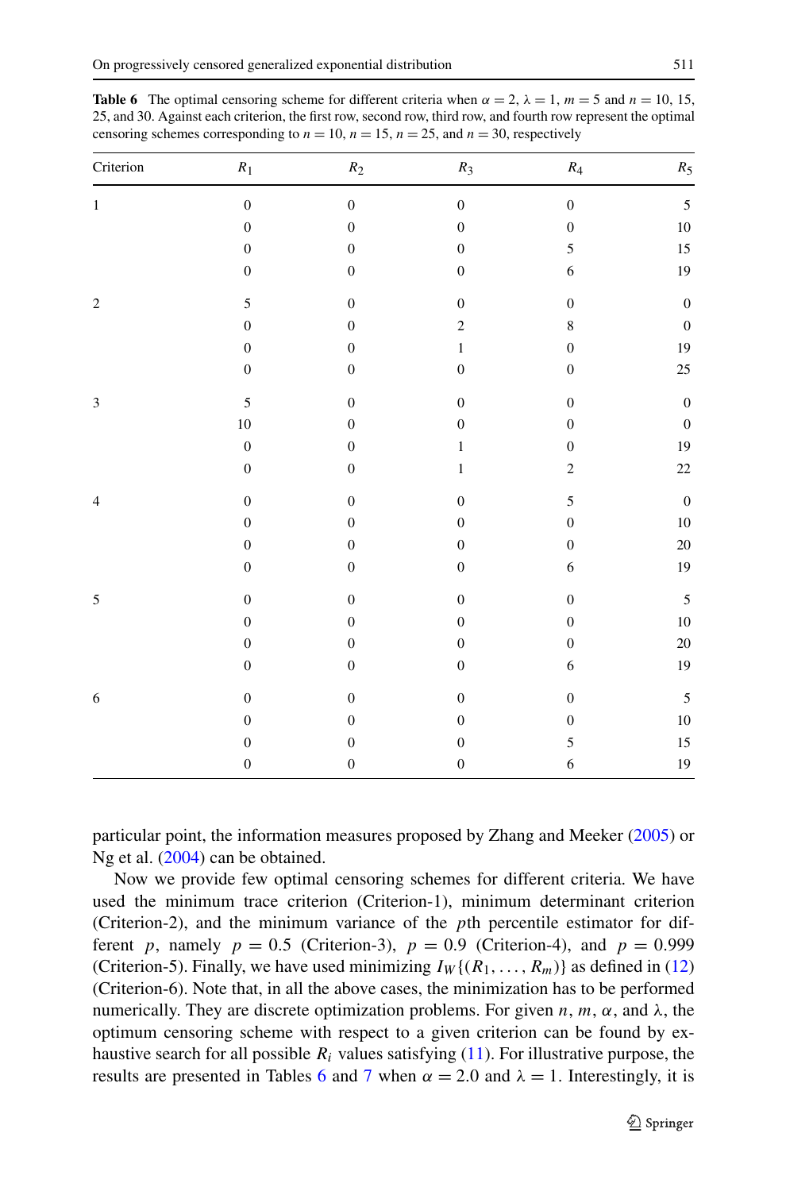**Table 6** The optimal censoring scheme for different criteria when $\alpha = 2$, $\lambda = 1$, $m = 5$ and $n = 10$, 15, 25, and 30. Against each criterion, the first row, second row, third row, and fourth row represent the optimal censoring schemes corresponding to $n = 10$, $n = 15$, $n = 25$, and $n = 30$, respectively

| Criterion | $R_1$ | $R_2$ | $R_3$ | $R_4$ | $R_5$ |
|---|---|---|---|---|---|
| 1 | 0 | 0 | 0 | 0 | 5 |
| | 0 | 0 | 0 | 0 | 10 |
| | 0 | 0 | 0 | 5 | 15 |
| | 0 | 0 | 0 | 6 | 19 |
| 2 | 5 | 0 | 0 | 0 | 0 |
| | 0 | 0 | 2 | 8 | 0 |
| | 0 | 0 | 1 | 0 | 19 |
| | 0 | 0 | 0 | 0 | 25 |
| 3 | 5 | 0 | 0 | 0 | 0 |
| | 10 | 0 | 0 | 0 | 0 |
| | 0 | 0 | 1 | 0 | 19 |
| | 0 | 0 | 1 | 2 | 22 |
| 4 | 0 | 0 | 0 | 5 | 0 |
| | 0 | 0 | 0 | 0 | 10 |
| | 0 | 0 | 0 | 0 | 20 |
| | 0 | 0 | 0 | 6 | 19 |
| 5 | 0 | 0 | 0 | 0 | 5 |
| | 0 | 0 | 0 | 0 | 10 |
| | 0 | 0 | 0 | 0 | 20 |
| | 0 | 0 | 0 | 6 | 19 |
| 6 | 0 | 0 | 0 | 0 | 5 |
| | 0 | 0 | 0 | 0 | 10 |
| | 0 | 0 | 0 | 5 | 15 |
| | 0 | 0 | 0 | 6 | 19 |

particular point, the information measures proposed by Zhang and Meeker (2005) or Ng et al. (2004) can be obtained.

Now we provide few optimal censoring schemes for different criteria. We have used the minimum trace criterion (Criterion-1), minimum determinant criterion (Criterion-2), and the minimum variance of the $p$th percentile estimator for different $p$, namely $p = 0.5$ (Criterion-3), $p = 0.9$ (Criterion-4), and $p = 0.999$ (Criterion-5). Finally, we have used minimizing $I_W\{(R_1, \ldots, R_m)\}$ as defined in (12) (Criterion-6). Note that, in all the above cases, the minimization has to be performed numerically. They are discrete optimization problems. For given $n$, $m$, $\alpha$, and $\lambda$, the optimum censoring scheme with respect to a given criterion can be found by exhaustive search for all possible $R_i$ values satisfying (11). For illustrative purpose, the results are presented in Tables 6 and 7 when $\alpha = 2.0$ and $\lambda = 1$. Interestingly, it is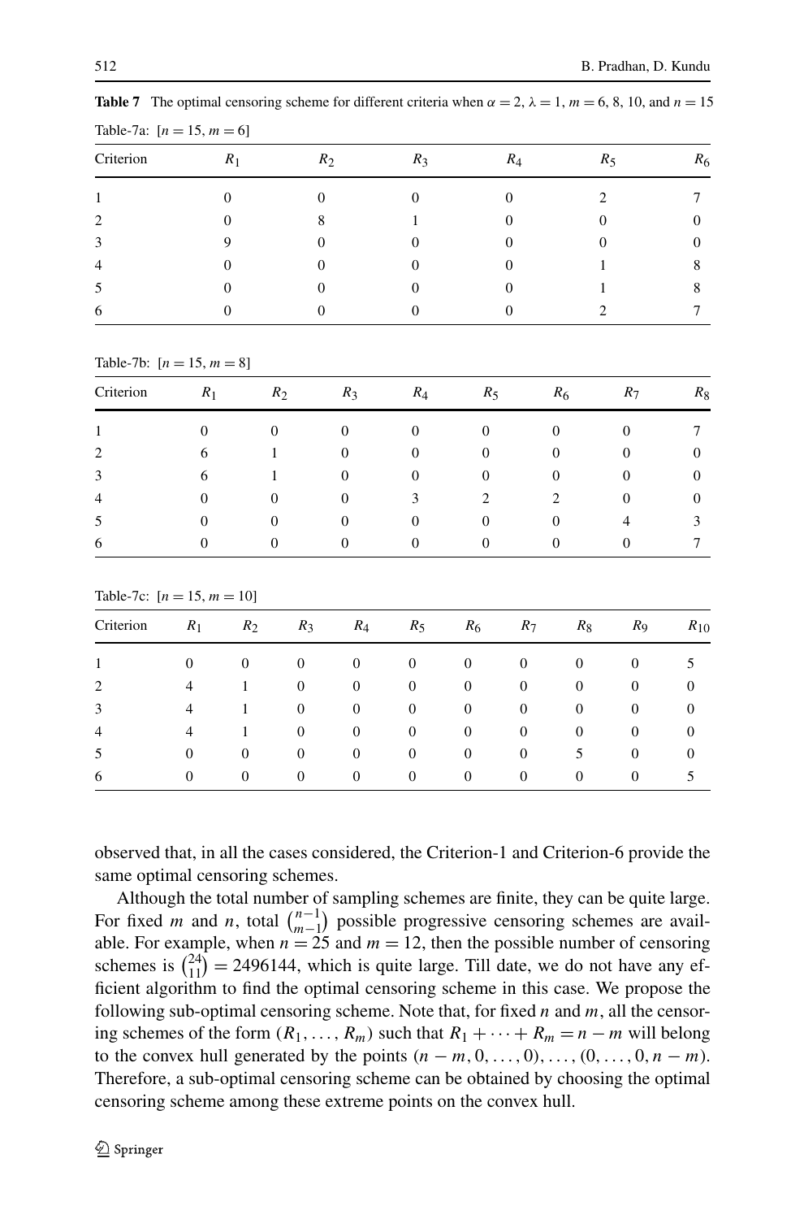**Table 7** The optimal censoring scheme for different criteria when $\alpha = 2$, $\lambda = 1$, $m = 6, 8, 10$, and $n = 15$

Table-7a: $[n = 15, m = 6]$

| Criterion | $R_1$ | $R_2$ | $R_3$ | $R_4$ | $R_5$ | $R_6$ |
|---|---|---|---|---|---|---|
| 1 | 0 | 0 | 0 | 0 | 2 | 7 |
| 2 | 0 | 8 | 1 | 0 | 0 | 0 |
| 3 | 9 | 0 | 0 | 0 | 0 | 0 |
| 4 | 0 | 0 | 0 | 0 | 1 | 8 |
| 5 | 0 | 0 | 0 | 0 | 1 | 8 |
| 6 | 0 | 0 | 0 | 0 | 2 | 7 |

Table-7b: $[n = 15, m = 8]$

| Criterion | $R_1$ | $R_2$ | $R_3$ | $R_4$ | $R_5$ | $R_6$ | $R_7$ | $R_8$ |
|---|---|---|---|---|---|---|---|---|
| 1 | 0 | 0 | 0 | 0 | 0 | 0 | 0 | 7 |
| 2 | 6 | 1 | 0 | 0 | 0 | 0 | 0 | 0 |
| 3 | 6 | 1 | 0 | 0 | 0 | 0 | 0 | 0 |
| 4 | 0 | 0 | 0 | 3 | 2 | 2 | 0 | 0 |
| 5 | 0 | 0 | 0 | 0 | 0 | 0 | 4 | 3 |
| 6 | 0 | 0 | 0 | 0 | 0 | 0 | 0 | 7 |

Table-7c: $[n = 15, m = 10]$

| Criterion | $R_1$ | $R_2$ | $R_3$ | $R_4$ | $R_5$ | $R_6$ | $R_7$ | $R_8$ | $R_9$ | $R_{10}$ |
|---|---|---|---|---|---|---|---|---|---|---|
| 1 | 0 | 0 | 0 | 0 | 0 | 0 | 0 | 0 | 0 | 5 |
| 2 | 4 | 1 | 0 | 0 | 0 | 0 | 0 | 0 | 0 | 0 |
| 3 | 4 | 1 | 0 | 0 | 0 | 0 | 0 | 0 | 0 | 0 |
| 4 | 4 | 1 | 0 | 0 | 0 | 0 | 0 | 0 | 0 | 0 |
| 5 | 0 | 0 | 0 | 0 | 0 | 0 | 0 | 5 | 0 | 0 |
| 6 | 0 | 0 | 0 | 0 | 0 | 0 | 0 | 0 | 0 | 5 |

observed that, in all the cases considered, the Criterion-1 and Criterion-6 provide the same optimal censoring schemes.

Although the total number of sampling schemes are finite, they can be quite large. For fixed $m$ and $n$, total $\binom{n-1}{m-1}$ possible progressive censoring schemes are available. For example, when $n = 25$ and $m = 12$, then the possible number of censoring schemes is $\binom{24}{11} = 2496144$, which is quite large. Till date, we do not have any efficient algorithm to find the optimal censoring scheme in this case. We propose the following sub-optimal censoring scheme. Note that, for fixed $n$ and $m$, all the censoring schemes of the form $(R_1, \ldots, R_m)$ such that $R_1 + \cdots + R_m = n - m$ will belong to the convex hull generated by the points $(n - m, 0, \ldots, 0), \ldots, (0, \ldots, 0, n - m)$. Therefore, a sub-optimal censoring scheme can be obtained by choosing the optimal censoring scheme among these extreme points on the convex hull.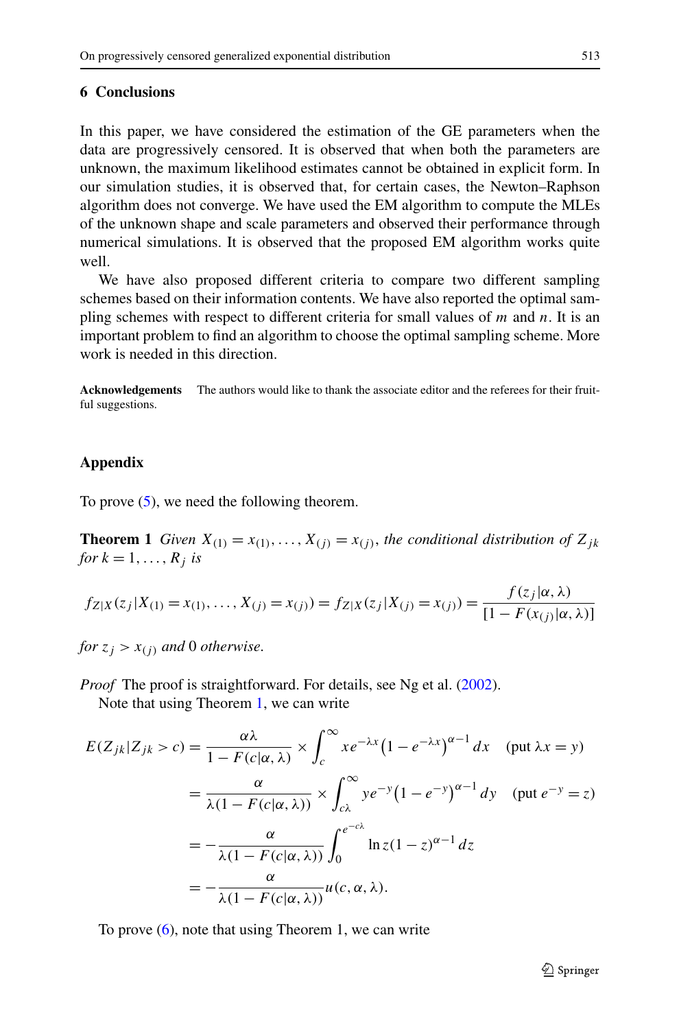## 6 Conclusions

In this paper, we have considered the estimation of the GE parameters when the data are progressively censored. It is observed that when both the parameters are unknown, the maximum likelihood estimates cannot be obtained in explicit form. In our simulation studies, it is observed that, for certain cases, the Newton–Raphson algorithm does not converge. We have used the EM algorithm to compute the MLEs of the unknown shape and scale parameters and observed their performance through numerical simulations. It is observed that the proposed EM algorithm works quite well.

We have also proposed different criteria to compare two different sampling schemes based on their information contents. We have also reported the optimal sampling schemes with respect to different criteria for small values of $m$ and $n$. It is an important problem to find an algorithm to choose the optimal sampling scheme. More work is needed in this direction.

**Acknowledgements** The authors would like to thank the associate editor and the referees for their fruitful suggestions.

## Appendix

To prove (5), we need the following theorem.

**Theorem 1** *Given $X_{(1)} = x_{(1)}, \ldots, X_{(j)} = x_{(j)}$, the conditional distribution of $Z_{jk}$ for $k = 1, \ldots, R_j$ is*

$$f_{Z|X}(z_j|X_{(1)} = x_{(1)}, \ldots, X_{(j)} = x_{(j)}) = f_{Z|X}(z_j|X_{(j)} = x_{(j)}) = \frac{f(z_j|\alpha, \lambda)}{[1 - F(x_{(j)}|\alpha, \lambda)]}$$

*for $z_j > x_{(j)}$ and 0 otherwise.*

*Proof* The proof is straightforward. For details, see Ng et al. (2002).

Note that using Theorem 1, we can write

$$\begin{aligned}
E(Z_{jk}|Z_{jk} > c) &= \frac{\alpha\lambda}{1 - F(c|\alpha, \lambda)} \times \int_c^{\infty} x e^{-\lambda x}\left(1 - e^{-\lambda x}\right)^{\alpha - 1} dx \quad (\text{put } \lambda x = y) \\
&= \frac{\alpha}{\lambda(1 - F(c|\alpha, \lambda))} \times \int_{c\lambda}^{\infty} y e^{-y}\left(1 - e^{-y}\right)^{\alpha - 1} dy \quad (\text{put } e^{-y} = z) \\
&= -\frac{\alpha}{\lambda(1 - F(c|\alpha, \lambda))} \int_0^{e^{-c\lambda}} \ln z (1 - z)^{\alpha - 1} dz \\
&= -\frac{\alpha}{\lambda(1 - F(c|\alpha, \lambda))} u(c, \alpha, \lambda).
\end{aligned}$$

To prove (6), note that using Theorem 1, we can write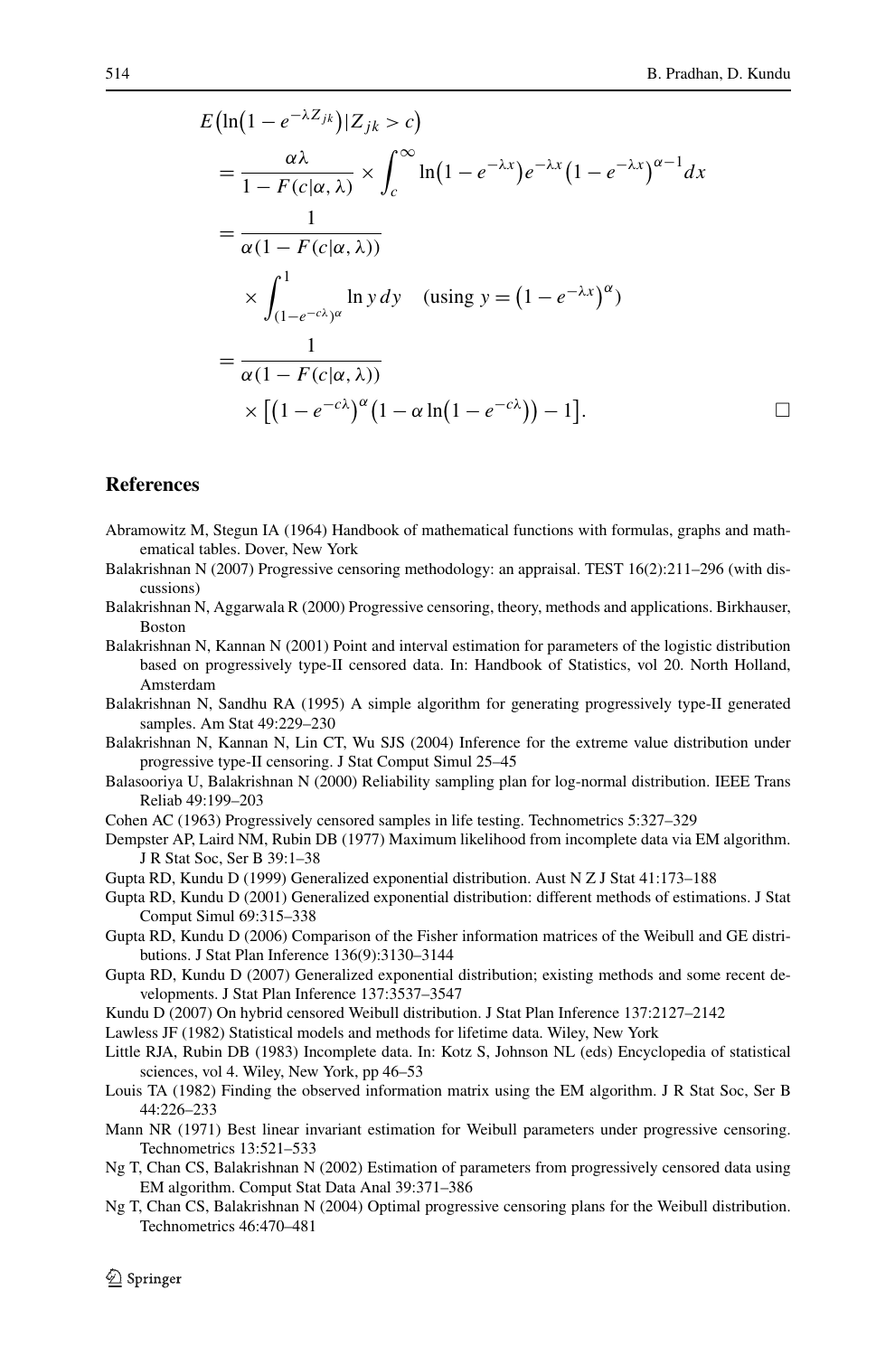$$
\begin{aligned}
&E\big(\ln\big(1-e^{-\lambda Z_{jk}}\big)|Z_{jk}>c\big) \\
&= \frac{\alpha\lambda}{1-F(c|\alpha,\lambda)} \times \int_c^{\infty} \ln\big(1-e^{-\lambda x}\big)e^{-\lambda x}\big(1-e^{-\lambda x}\big)^{\alpha-1}dx \\
&= \frac{1}{\alpha(1-F(c|\alpha,\lambda))} \\
&\quad \times \int_{(1-e^{-c\lambda})^{\alpha}}^{1} \ln y\, dy \quad \big(\text{using } y=\big(1-e^{-\lambda x}\big)^{\alpha}\big) \\
&= \frac{1}{\alpha(1-F(c|\alpha,\lambda))} \\
&\quad \times \big[\big(1-e^{-c\lambda}\big)^{\alpha}\big(1-\alpha\ln\big(1-e^{-c\lambda}\big)\big)-1\big]. \qquad \square
\end{aligned}
$$

## References

Abramowitz M, Stegun IA (1964) Handbook of mathematical functions with formulas, graphs and mathematical tables. Dover, New York

Balakrishnan N (2007) Progressive censoring methodology: an appraisal. TEST 16(2):211–296 (with discussions)

Balakrishnan N, Aggarwala R (2000) Progressive censoring, theory, methods and applications. Birkhauser, Boston

Balakrishnan N, Kannan N (2001) Point and interval estimation for parameters of the logistic distribution based on progressively type-II censored data. In: Handbook of Statistics, vol 20. North Holland, Amsterdam

Balakrishnan N, Sandhu RA (1995) A simple algorithm for generating progressively type-II generated samples. Am Stat 49:229–230

Balakrishnan N, Kannan N, Lin CT, Wu SJS (2004) Inference for the extreme value distribution under progressive type-II censoring. J Stat Comput Simul 25–45

Balasooriya U, Balakrishnan N (2000) Reliability sampling plan for log-normal distribution. IEEE Trans Reliab 49:199–203

Cohen AC (1963) Progressively censored samples in life testing. Technometrics 5:327–329

Dempster AP, Laird NM, Rubin DB (1977) Maximum likelihood from incomplete data via EM algorithm. J R Stat Soc, Ser B 39:1–38

Gupta RD, Kundu D (1999) Generalized exponential distribution. Aust N Z J Stat 41:173–188

Gupta RD, Kundu D (2001) Generalized exponential distribution: different methods of estimations. J Stat Comput Simul 69:315–338

Gupta RD, Kundu D (2006) Comparison of the Fisher information matrices of the Weibull and GE distributions. J Stat Plan Inference 136(9):3130–3144

Gupta RD, Kundu D (2007) Generalized exponential distribution; existing methods and some recent developments. J Stat Plan Inference 137:3537–3547

Kundu D (2007) On hybrid censored Weibull distribution. J Stat Plan Inference 137:2127–2142

Lawless JF (1982) Statistical models and methods for lifetime data. Wiley, New York

Little RJA, Rubin DB (1983) Incomplete data. In: Kotz S, Johnson NL (eds) Encyclopedia of statistical sciences, vol 4. Wiley, New York, pp 46–53

Louis TA (1982) Finding the observed information matrix using the EM algorithm. J R Stat Soc, Ser B 44:226–233

Mann NR (1971) Best linear invariant estimation for Weibull parameters under progressive censoring. Technometrics 13:521–533

Ng T, Chan CS, Balakrishnan N (2002) Estimation of parameters from progressively censored data using EM algorithm. Comput Stat Data Anal 39:371–386

Ng T, Chan CS, Balakrishnan N (2004) Optimal progressive censoring plans for the Weibull distribution. Technometrics 46:470–481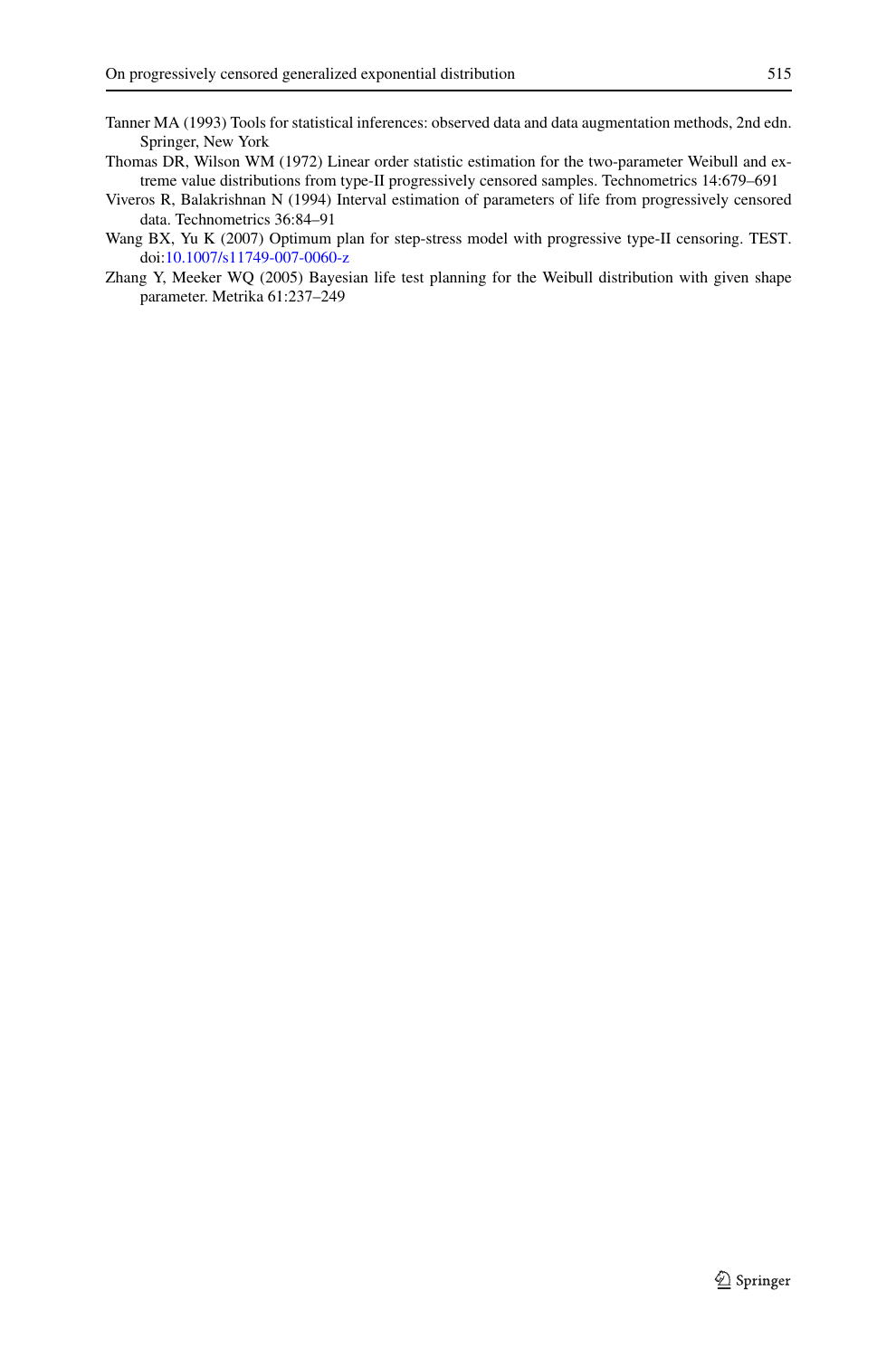Tanner MA (1993) Tools for statistical inferences: observed data and data augmentation methods, 2nd edn. Springer, New York

Thomas DR, Wilson WM (1972) Linear order statistic estimation for the two-parameter Weibull and extreme value distributions from type-II progressively censored samples. Technometrics 14:679–691

Viveros R, Balakrishnan N (1994) Interval estimation of parameters of life from progressively censored data. Technometrics 36:84–91

Wang BX, Yu K (2007) Optimum plan for step-stress model with progressive type-II censoring. TEST. doi:10.1007/s11749-007-0060-z

Zhang Y, Meeker WQ (2005) Bayesian life test planning for the Weibull distribution with given shape parameter. Metrika 61:237–249